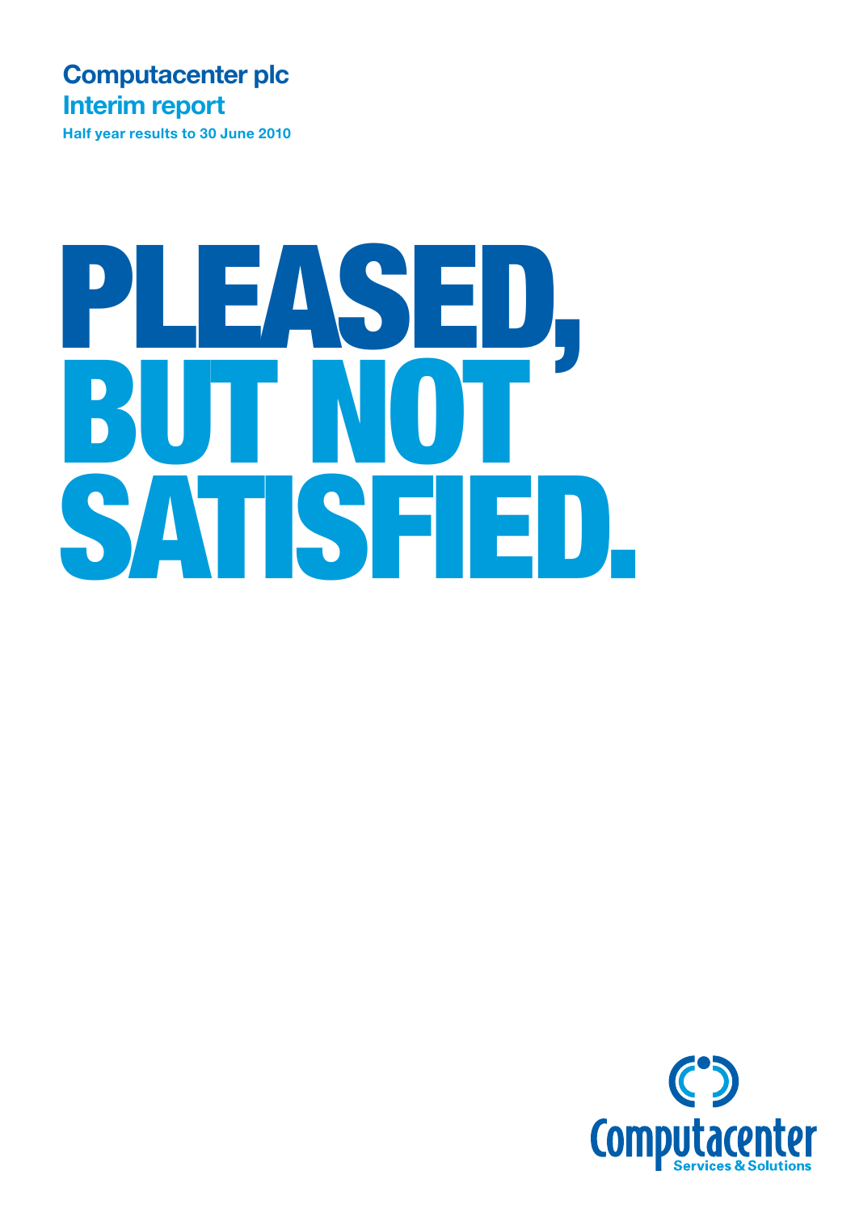**Computacenter plc**

**Interim report**

**Half year results to 30 June 2010**

# PLEASED, BUT NOT SATISFIED.

Computacenter

Services & Solutions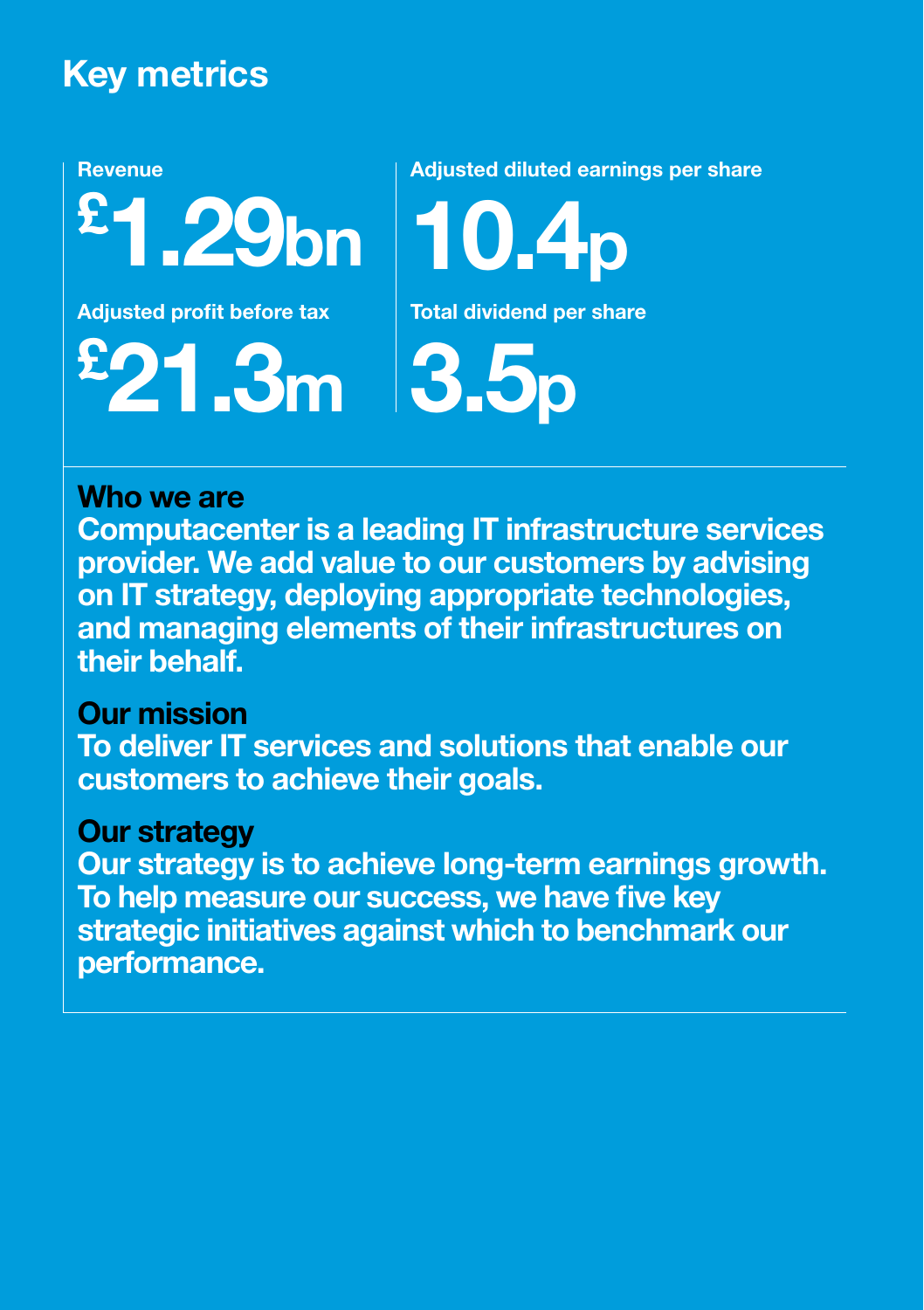# Key metrics

**Revenue**

**£1.29bn**

**Adjusted profit before tax**

**£21.3m**

**Adjusted diluted earnings per share**

**10.4p**

**Total dividend per share**

**3.5p**

## Who we are

**Computacenter is a leading IT infrastructure services provider. We add value to our customers by advising on IT strategy, deploying appropriate technologies, and managing elements of their infrastructures on their behalf.**

## Our mission

**To deliver IT services and solutions that enable our customers to achieve their goals.**

## Our strategy

**Our strategy is to achieve long-term earnings growth. To help measure our success, we have five key strategic initiatives against which to benchmark our performance.**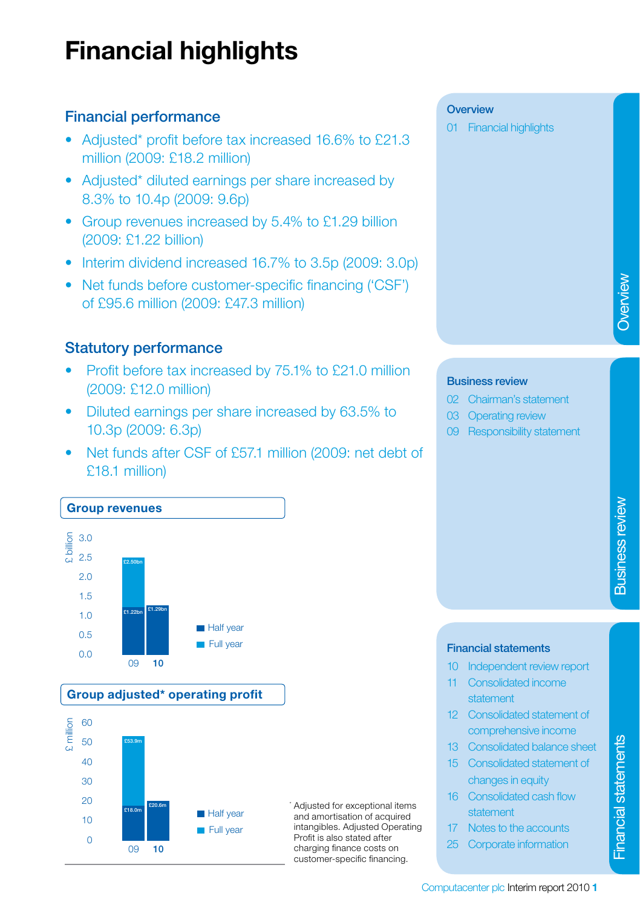# Financial highlights

## Financial performance

- Adjusted* profit before tax increased 16.6% to £21.3 million (2009: £18.2 million)
- Adjusted* diluted earnings per share increased by 8.3% to 10.4p (2009: 9.6p)
- Group revenues increased by 5.4% to £1.29 billion (2009: £1.22 billion)
- Interim dividend increased 16.7% to 3.5p (2009: 3.0p)
- Net funds before customer-specific financing ('CSF') of £95.6 million (2009: £47.3 million)

## Statutory performance

- Profit before tax increased by 75.1% to £21.0 million (2009: £12.0 million)
- Diluted earnings per share increased by 63.5% to 10.3p (2009: 6.3p)
- Net funds after CSF of £57.1 million (2009: net debt of £18.1 million)

**Group revenues**

£ billion

| | Half year | Full year |
|---|---|---|
| 09 | £1.22bn | £2.50bn |
| 10 | £1.29bn | |

**Group adjusted* operating profit**

£ million

| | Half year | Full year |
|---|---|---|
| 09 | £18.0m | £53.9m |
| 10 | £20.6m | |

\* Adjusted for exceptional items and amortisation of acquired intangibles. Adjusted Operating Profit is also stated after charging finance costs on customer-specific financing.

**Overview**

01 Financial highlights

**Business review**

02 Chairman's statement
03 Operating review
09 Responsibility statement

**Financial statements**

10 Independent review report
11 Consolidated income statement
12 Consolidated statement of comprehensive income
13 Consolidated balance sheet
15 Consolidated statement of changes in equity
16 Consolidated cash flow statement
17 Notes to the accounts
25 Corporate information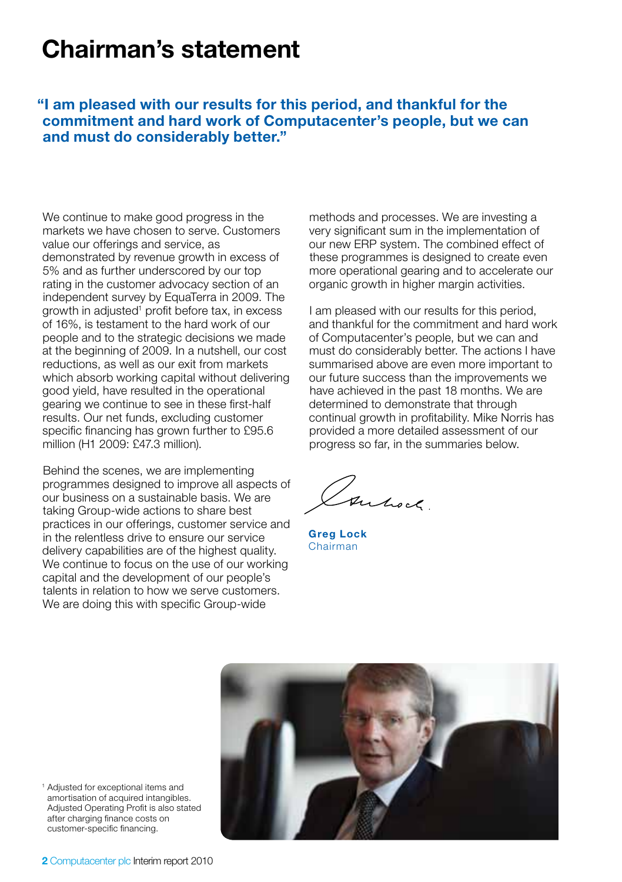# Chairman's statement

**"I am pleased with our results for this period, and thankful for the commitment and hard work of Computacenter's people, but we can and must do considerably better."**

We continue to make good progress in the markets we have chosen to serve. Customers value our offerings and service, as demonstrated by revenue growth in excess of 5% and as further underscored by our top rating in the customer advocacy section of an independent survey by EquaTerra in 2009. The growth in adjusted[1] profit before tax, in excess of 16%, is testament to the hard work of our people and to the strategic decisions we made at the beginning of 2009. In a nutshell, our cost reductions, as well as our exit from markets which absorb working capital without delivering good yield, have resulted in the operational gearing we continue to see in these first-half results. Our net funds, excluding customer specific financing has grown further to £95.6 million (H1 2009: £47.3 million).

Behind the scenes, we are implementing programmes designed to improve all aspects of our business on a sustainable basis. We are taking Group-wide actions to share best practices in our offerings, customer service and in the relentless drive to ensure our service delivery capabilities are of the highest quality. We continue to focus on the use of our working capital and the development of our people's talents in relation to how we serve customers. We are doing this with specific Group-wide methods and processes. We are investing a very significant sum in the implementation of our new ERP system. The combined effect of these programmes is designed to create even more operational gearing and to accelerate our organic growth in higher margin activities.

I am pleased with our results for this period, and thankful for the commitment and hard work of Computacenter's people, but we can and must do considerably better. The actions I have summarised above are even more important to our future success than the improvements we have achieved in the past 18 months. We are determined to demonstrate that through continual growth in profitability. Mike Norris has provided a more detailed assessment of our progress so far, in the summaries below.

**Greg Lock**
Chairman

[1] Adjusted for exceptional items and amortisation of acquired intangibles. Adjusted Operating Profit is also stated after charging finance costs on customer-specific financing.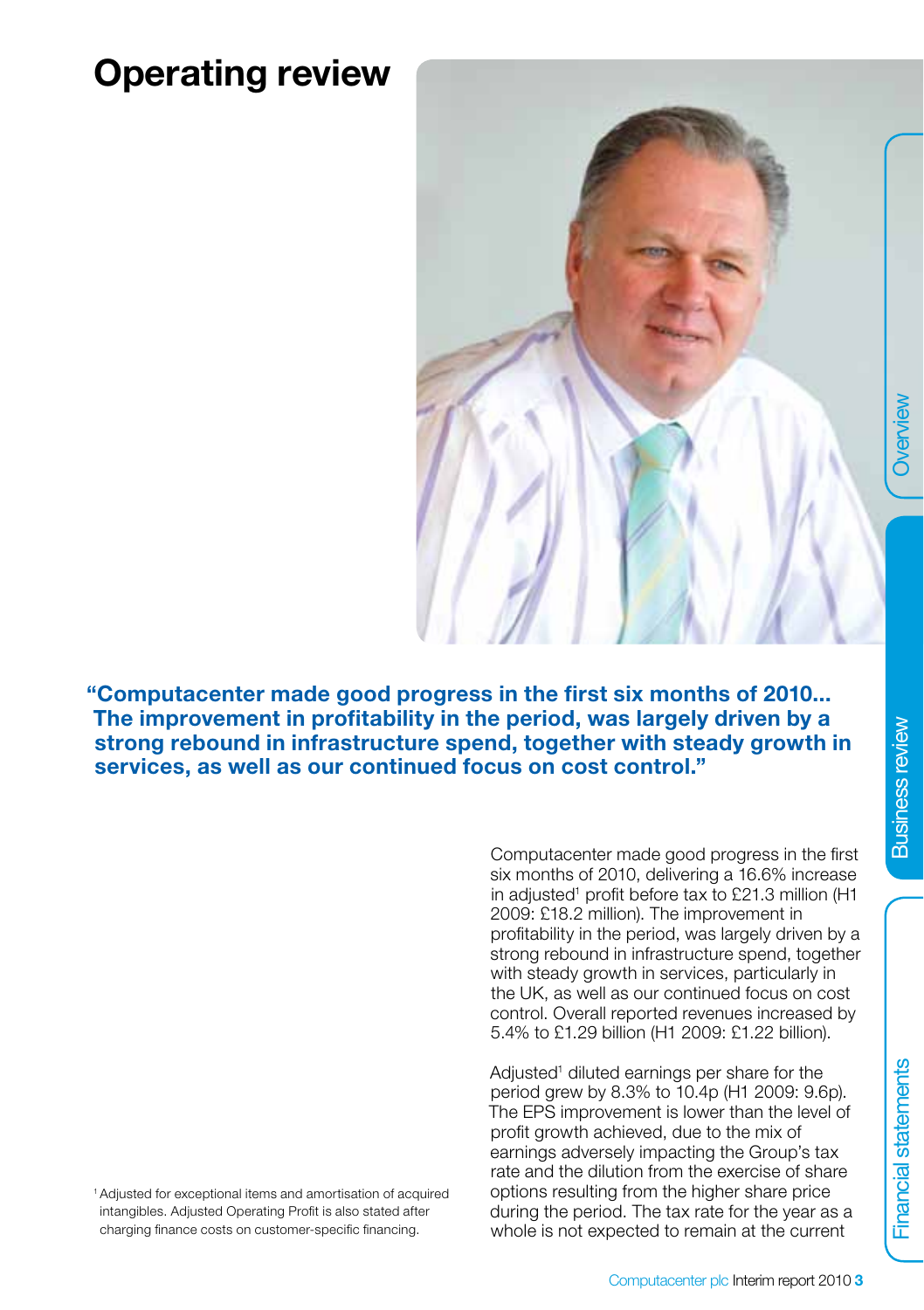# Operating review

**"Computacenter made good progress in the first six months of 2010... The improvement in profitability in the period, was largely driven by a strong rebound in infrastructure spend, together with steady growth in services, as well as our continued focus on cost control."**

Computacenter made good progress in the first six months of 2010, delivering a 16.6% increase in adjusted[1] profit before tax to £21.3 million (H1 2009: £18.2 million). The improvement in profitability in the period, was largely driven by a strong rebound in infrastructure spend, together with steady growth in services, particularly in the UK, as well as our continued focus on cost control. Overall reported revenues increased by 5.4% to £1.29 billion (H1 2009: £1.22 billion).

Adjusted[1] diluted earnings per share for the period grew by 8.3% to 10.4p (H1 2009: 9.6p). The EPS improvement is lower than the level of profit growth achieved, due to the mix of earnings adversely impacting the Group's tax rate and the dilution from the exercise of share options resulting from the higher share price during the period. The tax rate for the year as a whole is not expected to remain at the current

[1] Adjusted for exceptional items and amortisation of acquired intangibles. Adjusted Operating Profit is also stated after charging finance costs on customer-specific financing.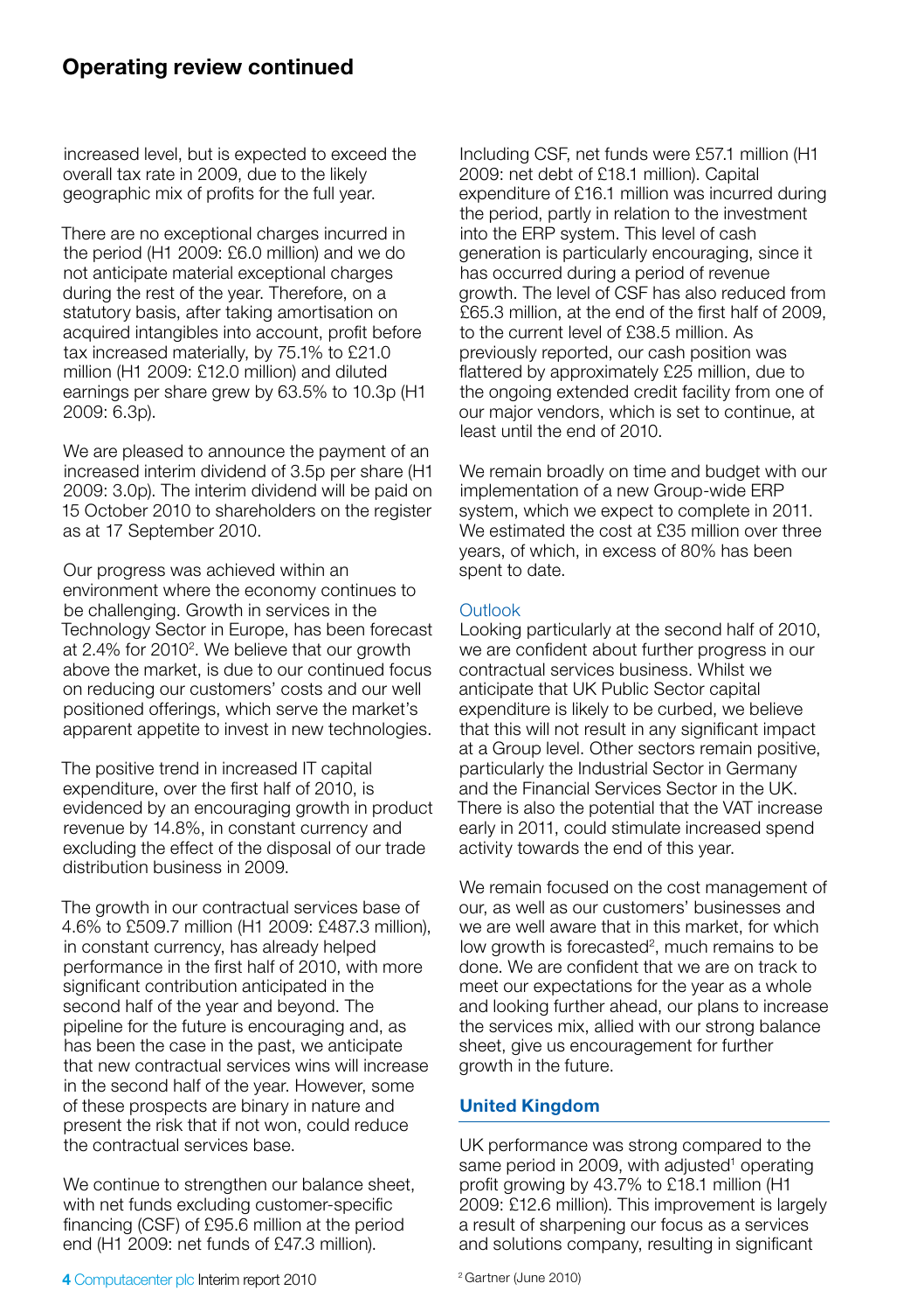## Operating review continued

increased level, but is expected to exceed the overall tax rate in 2009, due to the likely geographic mix of profits for the full year.

There are no exceptional charges incurred in the period (H1 2009: £6.0 million) and we do not anticipate material exceptional charges during the rest of the year. Therefore, on a statutory basis, after taking amortisation on acquired intangibles into account, profit before tax increased materially, by 75.1% to £21.0 million (H1 2009: £12.0 million) and diluted earnings per share grew by 63.5% to 10.3p (H1 2009: 6.3p).

We are pleased to announce the payment of an increased interim dividend of 3.5p per share (H1 2009: 3.0p). The interim dividend will be paid on 15 October 2010 to shareholders on the register as at 17 September 2010.

Our progress was achieved within an environment where the economy continues to be challenging. Growth in services in the Technology Sector in Europe, has been forecast at 2.4% for 2010[2]. We believe that our growth above the market, is due to our continued focus on reducing our customers' costs and our well positioned offerings, which serve the market's apparent appetite to invest in new technologies.

The positive trend in increased IT capital expenditure, over the first half of 2010, is evidenced by an encouraging growth in product revenue by 14.8%, in constant currency and excluding the effect of the disposal of our trade distribution business in 2009.

The growth in our contractual services base of 4.6% to £509.7 million (H1 2009: £487.3 million), in constant currency, has already helped performance in the first half of 2010, with more significant contribution anticipated in the second half of the year and beyond. The pipeline for the future is encouraging and, as has been the case in the past, we anticipate that new contractual services wins will increase in the second half of the year. However, some of these prospects are binary in nature and present the risk that if not won, could reduce the contractual services base.

We continue to strengthen our balance sheet, with net funds excluding customer-specific financing (CSF) of £95.6 million at the period end (H1 2009: net funds of £47.3 million).

Including CSF, net funds were £57.1 million (H1 2009: net debt of £18.1 million). Capital expenditure of £16.1 million was incurred during the period, partly in relation to the investment into the ERP system. This level of cash generation is particularly encouraging, since it has occurred during a period of revenue growth. The level of CSF has also reduced from £65.3 million, at the end of the first half of 2009, to the current level of £38.5 million. As previously reported, our cash position was flattered by approximately £25 million, due to the ongoing extended credit facility from one of our major vendors, which is set to continue, at least until the end of 2010.

We remain broadly on time and budget with our implementation of a new Group-wide ERP system, which we expect to complete in 2011. We estimated the cost at £35 million over three years, of which, in excess of 80% has been spent to date.

### Outlook

Looking particularly at the second half of 2010, we are confident about further progress in our contractual services business. Whilst we anticipate that UK Public Sector capital expenditure is likely to be curbed, we believe that this will not result in any significant impact at a Group level. Other sectors remain positive, particularly the Industrial Sector in Germany and the Financial Services Sector in the UK. There is also the potential that the VAT increase early in 2011, could stimulate increased spend activity towards the end of this year.

We remain focused on the cost management of our, as well as our customers' businesses and we are well aware that in this market, for which low growth is forecasted[2], much remains to be done. We are confident that we are on track to meet our expectations for the year as a whole and looking further ahead, our plans to increase the services mix, allied with our strong balance sheet, give us encouragement for further growth in the future.

### United Kingdom

UK performance was strong compared to the same period in 2009, with adjusted[1] operating profit growing by 43.7% to £18.1 million (H1 2009: £12.6 million). This improvement is largely a result of sharpening our focus as a services and solutions company, resulting in significant

[2] Gartner (June 2010)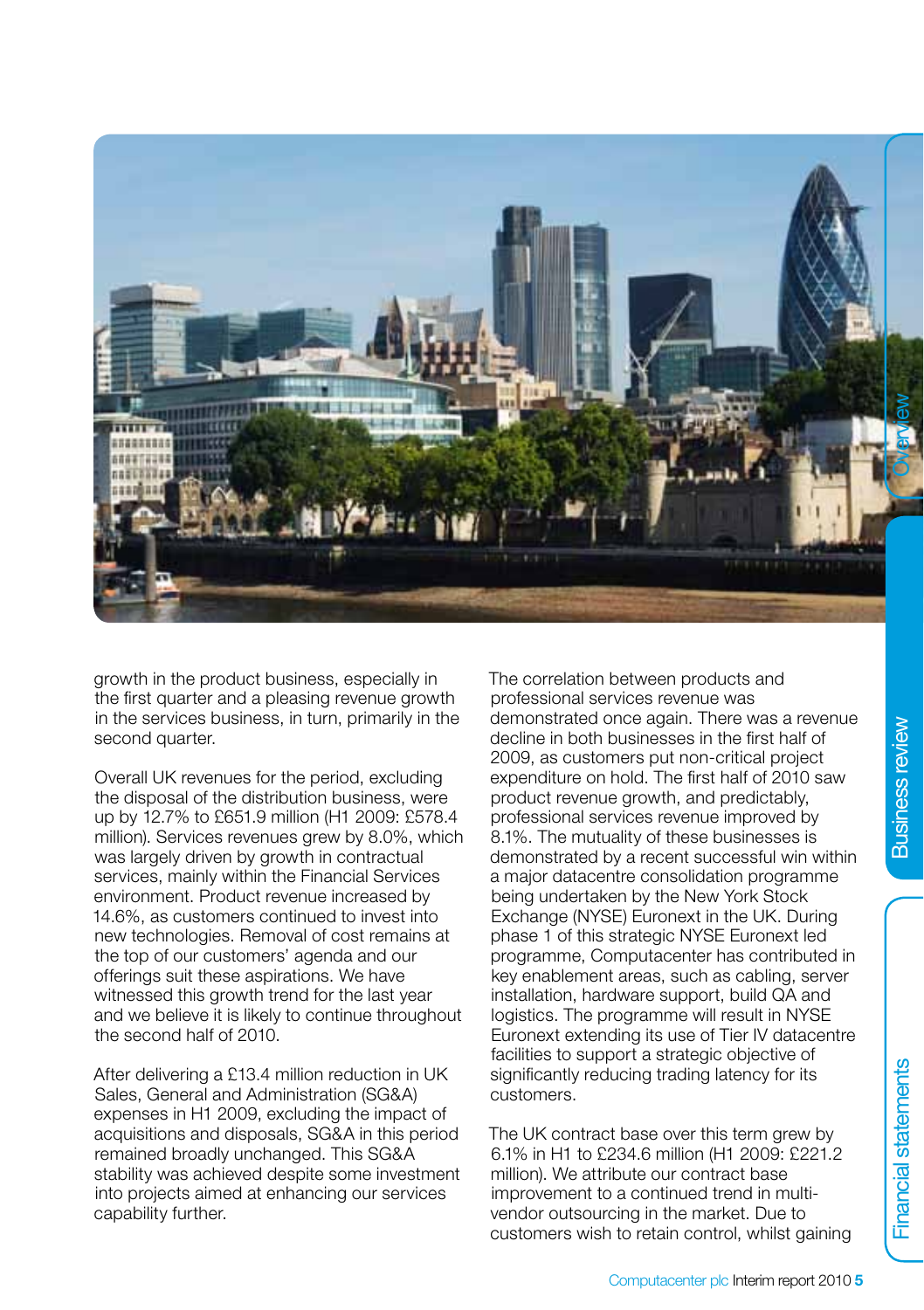growth in the product business, especially in the first quarter and a pleasing revenue growth in the services business, in turn, primarily in the second quarter.

Overall UK revenues for the period, excluding the disposal of the distribution business, were up by 12.7% to £651.9 million (H1 2009: £578.4 million). Services revenues grew by 8.0%, which was largely driven by growth in contractual services, mainly within the Financial Services environment. Product revenue increased by 14.6%, as customers continued to invest into new technologies. Removal of cost remains at the top of our customers' agenda and our offerings suit these aspirations. We have witnessed this growth trend for the last year and we believe it is likely to continue throughout the second half of 2010.

After delivering a £13.4 million reduction in UK Sales, General and Administration (SG&A) expenses in H1 2009, excluding the impact of acquisitions and disposals, SG&A in this period remained broadly unchanged. This SG&A stability was achieved despite some investment into projects aimed at enhancing our services capability further.

The correlation between products and professional services revenue was demonstrated once again. There was a revenue decline in both businesses in the first half of 2009, as customers put non-critical project expenditure on hold. The first half of 2010 saw product revenue growth, and predictably, professional services revenue improved by 8.1%. The mutuality of these businesses is demonstrated by a recent successful win within a major datacentre consolidation programme being undertaken by the New York Stock Exchange (NYSE) Euronext in the UK. During phase 1 of this strategic NYSE Euronext led programme, Computacenter has contributed in key enablement areas, such as cabling, server installation, hardware support, build QA and logistics. The programme will result in NYSE Euronext extending its use of Tier IV datacentre facilities to support a strategic objective of significantly reducing trading latency for its customers.

The UK contract base over this term grew by 6.1% in H1 to £234.6 million (H1 2009: £221.2 million). We attribute our contract base improvement to a continued trend in multi-vendor outsourcing in the market. Due to customers wish to retain control, whilst gaining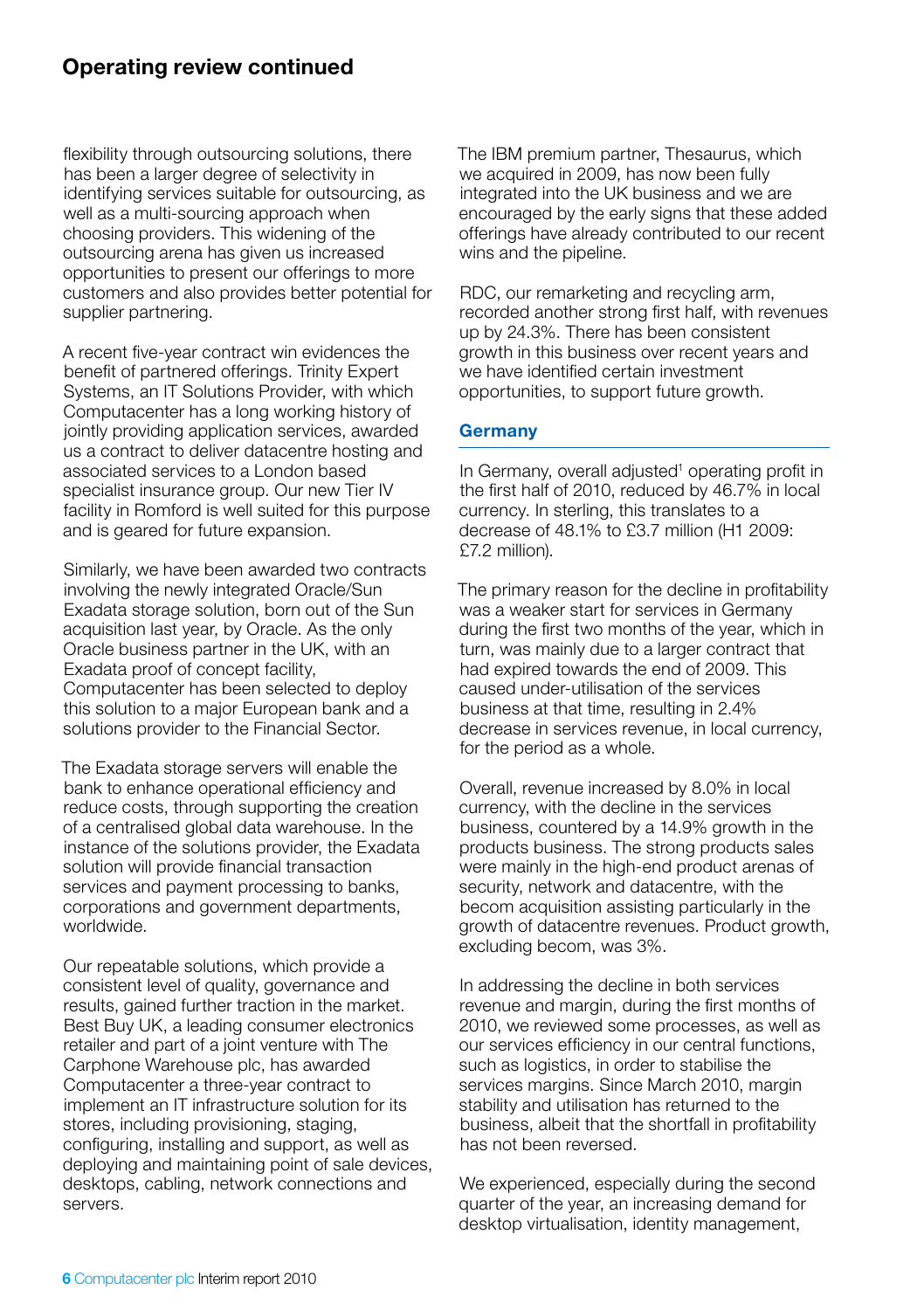## Operating review continued

flexibility through outsourcing solutions, there has been a larger degree of selectivity in identifying services suitable for outsourcing, as well as a multi-sourcing approach when choosing providers. This widening of the outsourcing arena has given us increased opportunities to present our offerings to more customers and also provides better potential for supplier partnering.

A recent five-year contract win evidences the benefit of partnered offerings. Trinity Expert Systems, an IT Solutions Provider, with which Computacenter has a long working history of jointly providing application services, awarded us a contract to deliver datacentre hosting and associated services to a London based specialist insurance group. Our new Tier IV facility in Romford is well suited for this purpose and is geared for future expansion.

Similarly, we have been awarded two contracts involving the newly integrated Oracle/Sun Exadata storage solution, born out of the Sun acquisition last year, by Oracle. As the only Oracle business partner in the UK, with an Exadata proof of concept facility, Computacenter has been selected to deploy this solution to a major European bank and a solutions provider to the Financial Sector.

The Exadata storage servers will enable the bank to enhance operational efficiency and reduce costs, through supporting the creation of a centralised global data warehouse. In the instance of the solutions provider, the Exadata solution will provide financial transaction services and payment processing to banks, corporations and government departments, worldwide.

Our repeatable solutions, which provide a consistent level of quality, governance and results, gained further traction in the market. Best Buy UK, a leading consumer electronics retailer and part of a joint venture with The Carphone Warehouse plc, has awarded Computacenter a three-year contract to implement an IT infrastructure solution for its stores, including provisioning, staging, configuring, installing and support, as well as deploying and maintaining point of sale devices, desktops, cabling, network connections and servers.

The IBM premium partner, Thesaurus, which we acquired in 2009, has now been fully integrated into the UK business and we are encouraged by the early signs that these added offerings have already contributed to our recent wins and the pipeline.

RDC, our remarketing and recycling arm, recorded another strong first half, with revenues up by 24.3%. There has been consistent growth in this business over recent years and we have identified certain investment opportunities, to support future growth.

### Germany

In Germany, overall adjusted[1] operating profit in the first half of 2010, reduced by 46.7% in local currency. In sterling, this translates to a decrease of 48.1% to £3.7 million (H1 2009: £7.2 million).

The primary reason for the decline in profitability was a weaker start for services in Germany during the first two months of the year, which in turn, was mainly due to a larger contract that had expired towards the end of 2009. This caused under-utilisation of the services business at that time, resulting in 2.4% decrease in services revenue, in local currency, for the period as a whole.

Overall, revenue increased by 8.0% in local currency, with the decline in the services business, countered by a 14.9% growth in the products business. The strong products sales were mainly in the high-end product arenas of security, network and datacentre, with the becom acquisition assisting particularly in the growth of datacentre revenues. Product growth, excluding becom, was 3%.

In addressing the decline in both services revenue and margin, during the first months of 2010, we reviewed some processes, as well as our services efficiency in our central functions, such as logistics, in order to stabilise the services margins. Since March 2010, margin stability and utilisation has returned to the business, albeit that the shortfall in profitability has not been reversed.

We experienced, especially during the second quarter of the year, an increasing demand for desktop virtualisation, identity management,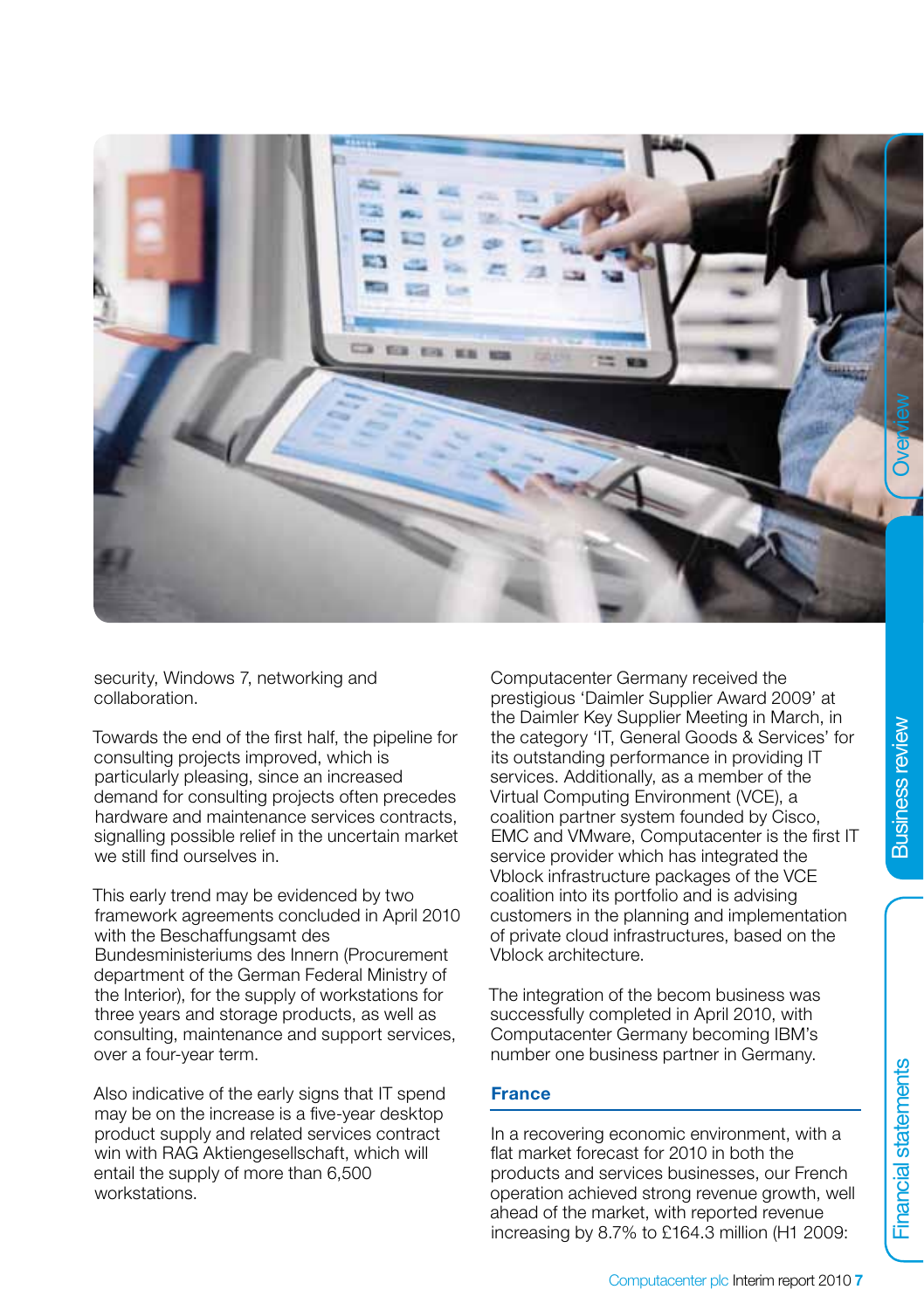security, Windows 7, networking and collaboration.

Towards the end of the first half, the pipeline for consulting projects improved, which is particularly pleasing, since an increased demand for consulting projects often precedes hardware and maintenance services contracts, signalling possible relief in the uncertain market we still find ourselves in.

This early trend may be evidenced by two framework agreements concluded in April 2010 with the Beschaffungsamt des Bundesministeriums des Innern (Procurement department of the German Federal Ministry of the Interior), for the supply of workstations for three years and storage products, as well as consulting, maintenance and support services, over a four-year term.

Also indicative of the early signs that IT spend may be on the increase is a five-year desktop product supply and related services contract win with RAG Aktiengesellschaft, which will entail the supply of more than 6,500 workstations.

Computacenter Germany received the prestigious 'Daimler Supplier Award 2009' at the Daimler Key Supplier Meeting in March, in the category 'IT, General Goods & Services' for its outstanding performance in providing IT services. Additionally, as a member of the Virtual Computing Environment (VCE), a coalition partner system founded by Cisco, EMC and VMware, Computacenter is the first IT service provider which has integrated the Vblock infrastructure packages of the VCE coalition into its portfolio and is advising customers in the planning and implementation of private cloud infrastructures, based on the Vblock architecture.

The integration of the becom business was successfully completed in April 2010, with Computacenter Germany becoming IBM's number one business partner in Germany.

### France

In a recovering economic environment, with a flat market forecast for 2010 in both the products and services businesses, our French operation achieved strong revenue growth, well ahead of the market, with reported revenue increasing by 8.7% to £164.3 million (H1 2009: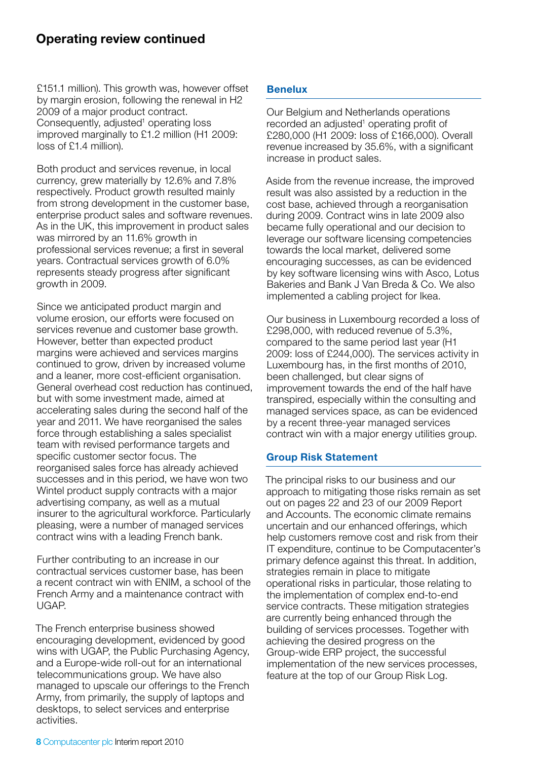## Operating review continued

£151.1 million). This growth was, however offset by margin erosion, following the renewal in H2 2009 of a major product contract. Consequently, adjusted[1] operating loss improved marginally to £1.2 million (H1 2009: loss of £1.4 million).

Both product and services revenue, in local currency, grew materially by 12.6% and 7.8% respectively. Product growth resulted mainly from strong development in the customer base, enterprise product sales and software revenues. As in the UK, this improvement in product sales was mirrored by an 11.6% growth in professional services revenue; a first in several years. Contractual services growth of 6.0% represents steady progress after significant growth in 2009.

Since we anticipated product margin and volume erosion, our efforts were focused on services revenue and customer base growth. However, better than expected product margins were achieved and services margins continued to grow, driven by increased volume and a leaner, more cost-efficient organisation. General overhead cost reduction has continued, but with some investment made, aimed at accelerating sales during the second half of the year and 2011. We have reorganised the sales force through establishing a sales specialist team with revised performance targets and specific customer sector focus. The reorganised sales force has already achieved successes and in this period, we have won two Wintel product supply contracts with a major advertising company, as well as a mutual insurer to the agricultural workforce. Particularly pleasing, were a number of managed services contract wins with a leading French bank.

Further contributing to an increase in our contractual services customer base, has been a recent contract win with ENIM, a school of the French Army and a maintenance contract with UGAP.

The French enterprise business showed encouraging development, evidenced by good wins with UGAP, the Public Purchasing Agency, and a Europe-wide roll-out for an international telecommunications group. We have also managed to upscale our offerings to the French Army, from primarily, the supply of laptops and desktops, to select services and enterprise activities.

### Benelux

Our Belgium and Netherlands operations recorded an adjusted[1] operating profit of £280,000 (H1 2009: loss of £166,000). Overall revenue increased by 35.6%, with a significant increase in product sales.

Aside from the revenue increase, the improved result was also assisted by a reduction in the cost base, achieved through a reorganisation during 2009. Contract wins in late 2009 also became fully operational and our decision to leverage our software licensing competencies towards the local market, delivered some encouraging successes, as can be evidenced by key software licensing wins with Asco, Lotus Bakeries and Bank J Van Breda & Co. We also implemented a cabling project for Ikea.

Our business in Luxembourg recorded a loss of £298,000, with reduced revenue of 5.3%, compared to the same period last year (H1 2009: loss of £244,000). The services activity in Luxembourg has, in the first months of 2010, been challenged, but clear signs of improvement towards the end of the half have transpired, especially within the consulting and managed services space, as can be evidenced by a recent three-year managed services contract win with a major energy utilities group.

### Group Risk Statement

The principal risks to our business and our approach to mitigating those risks remain as set out on pages 22 and 23 of our 2009 Report and Accounts. The economic climate remains uncertain and our enhanced offerings, which help customers remove cost and risk from their IT expenditure, continue to be Computacenter's primary defence against this threat. In addition, strategies remain in place to mitigate operational risks in particular, those relating to the implementation of complex end-to-end service contracts. These mitigation strategies are currently being enhanced through the building of services processes. Together with achieving the desired progress on the Group-wide ERP project, the successful implementation of the new services processes, feature at the top of our Group Risk Log.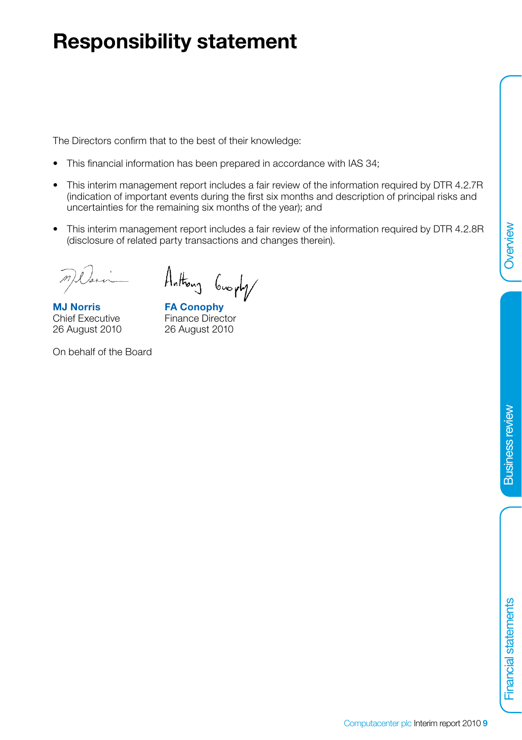# Responsibility statement

The Directors confirm that to the best of their knowledge:

- This financial information has been prepared in accordance with IAS 34;
- This interim management report includes a fair review of the information required by DTR 4.2.7R (indication of important events during the first six months and description of principal risks and uncertainties for the remaining six months of the year); and
- This interim management report includes a fair review of the information required by DTR 4.2.8R (disclosure of related party transactions and changes therein).

**MJ Norris**
Chief Executive
26 August 2010

**FA Conophy**
Finance Director
26 August 2010

On behalf of the Board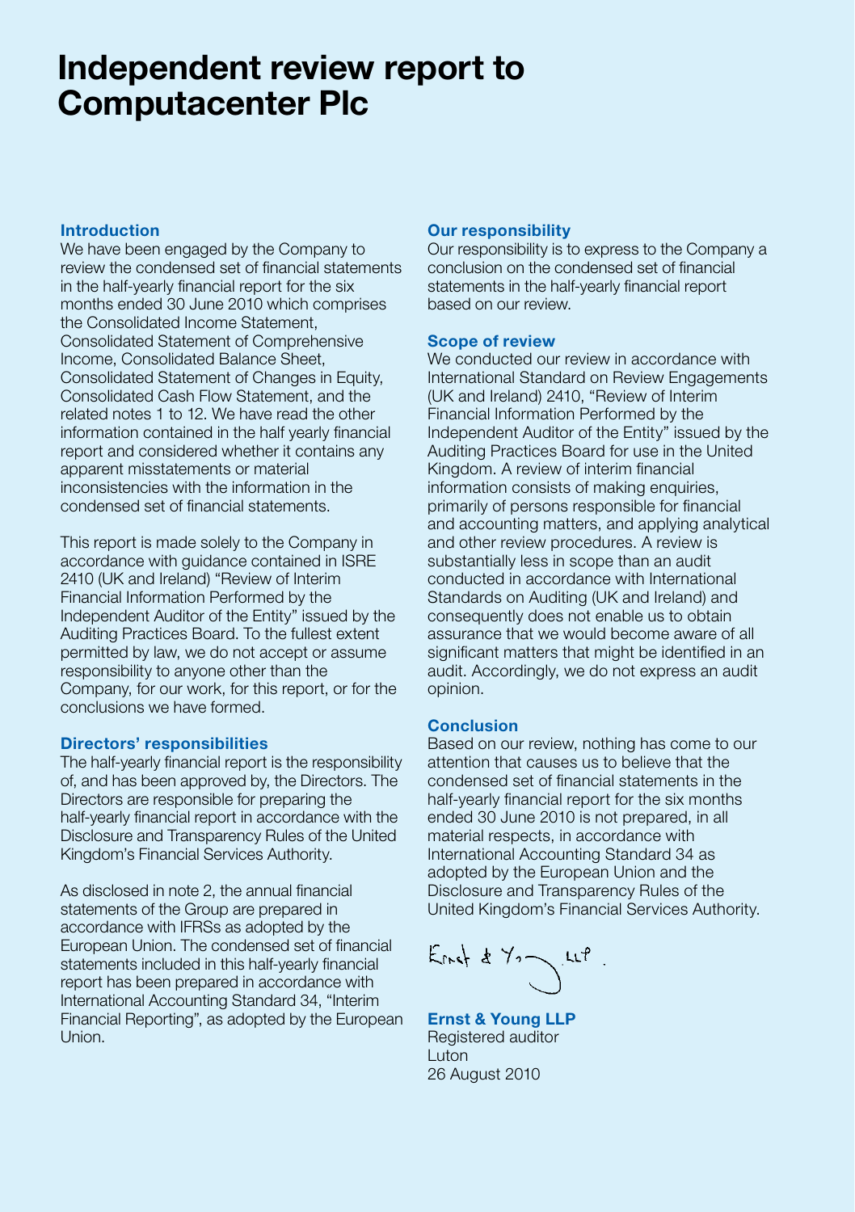# Independent review report to Computacenter Plc

### Introduction

We have been engaged by the Company to review the condensed set of financial statements in the half-yearly financial report for the six months ended 30 June 2010 which comprises the Consolidated Income Statement, Consolidated Statement of Comprehensive Income, Consolidated Balance Sheet, Consolidated Statement of Changes in Equity, Consolidated Cash Flow Statement, and the related notes 1 to 12. We have read the other information contained in the half yearly financial report and considered whether it contains any apparent misstatements or material inconsistencies with the information in the condensed set of financial statements.

This report is made solely to the Company in accordance with guidance contained in ISRE 2410 (UK and Ireland) "Review of Interim Financial Information Performed by the Independent Auditor of the Entity" issued by the Auditing Practices Board. To the fullest extent permitted by law, we do not accept or assume responsibility to anyone other than the Company, for our work, for this report, or for the conclusions we have formed.

### Directors' responsibilities

The half-yearly financial report is the responsibility of, and has been approved by, the Directors. The Directors are responsible for preparing the half-yearly financial report in accordance with the Disclosure and Transparency Rules of the United Kingdom's Financial Services Authority.

As disclosed in note 2, the annual financial statements of the Group are prepared in accordance with IFRSs as adopted by the European Union. The condensed set of financial statements included in this half-yearly financial report has been prepared in accordance with International Accounting Standard 34, "Interim Financial Reporting", as adopted by the European Union.

### Our responsibility

Our responsibility is to express to the Company a conclusion on the condensed set of financial statements in the half-yearly financial report based on our review.

### Scope of review

We conducted our review in accordance with International Standard on Review Engagements (UK and Ireland) 2410, "Review of Interim Financial Information Performed by the Independent Auditor of the Entity" issued by the Auditing Practices Board for use in the United Kingdom. A review of interim financial information consists of making enquiries, primarily of persons responsible for financial and accounting matters, and applying analytical and other review procedures. A review is substantially less in scope than an audit conducted in accordance with International Standards on Auditing (UK and Ireland) and consequently does not enable us to obtain assurance that we would become aware of all significant matters that might be identified in an audit. Accordingly, we do not express an audit opinion.

### Conclusion

Based on our review, nothing has come to our attention that causes us to believe that the condensed set of financial statements in the half-yearly financial report for the six months ended 30 June 2010 is not prepared, in all material respects, in accordance with International Accounting Standard 34 as adopted by the European Union and the Disclosure and Transparency Rules of the United Kingdom's Financial Services Authority.

Ernst & Young LLP

**Ernst & Young LLP**
Registered auditor
Luton
26 August 2010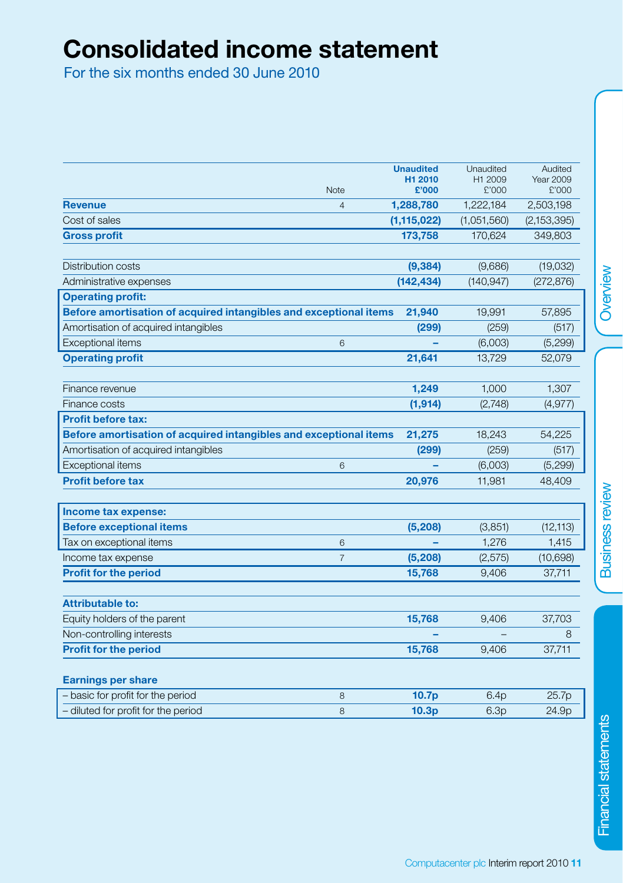# Consolidated income statement

For the six months ended 30 June 2010

| | Note | **Unaudited H1 2010 £'000** | Unaudited H1 2009 £'000 | Audited Year 2009 £'000 |
|---|---|---|---|---|
| **Revenue** | 4 | **1,288,780** | 1,222,184 | 2,503,198 |
| Cost of sales | | **(1,115,022)** | (1,051,560) | (2,153,395) |
| **Gross profit** | | **173,758** | 170,624 | 349,803 |
| | | | | |
| Distribution costs | | **(9,384)** | (9,686) | (19,032) |
| Administrative expenses | | **(142,434)** | (140,947) | (272,876) |
| **Operating profit:** | | | | |
| **Before amortisation of acquired intangibles and exceptional items** | | **21,940** | 19,991 | 57,895 |
| Amortisation of acquired intangibles | | **(299)** | (259) | (517) |
| Exceptional items | 6 | **–** | (6,003) | (5,299) |
| **Operating profit** | | **21,641** | 13,729 | 52,079 |
| | | | | |
| Finance revenue | | **1,249** | 1,000 | 1,307 |
| Finance costs | | **(1,914)** | (2,748) | (4,977) |
| **Profit before tax:** | | | | |
| **Before amortisation of acquired intangibles and exceptional items** | | **21,275** | 18,243 | 54,225 |
| Amortisation of acquired intangibles | | **(299)** | (259) | (517) |
| Exceptional items | 6 | **–** | (6,003) | (5,299) |
| **Profit before tax** | | **20,976** | 11,981 | 48,409 |
| | | | | |
| **Income tax expense:** | | | | |
| **Before exceptional items** | | **(5,208)** | (3,851) | (12,113) |
| Tax on exceptional items | 6 | **–** | 1,276 | 1,415 |
| Income tax expense | 7 | **(5,208)** | (2,575) | (10,698) |
| **Profit for the period** | | **15,768** | 9,406 | 37,711 |
| | | | | |
| **Attributable to:** | | | | |
| Equity holders of the parent | | **15,768** | 9,406 | 37,703 |
| Non-controlling interests | | **–** | – | 8 |
| **Profit for the period** | | **15,768** | 9,406 | 37,711 |
| | | | | |
| **Earnings per share** | | | | |
| – basic for profit for the period | 8 | **10.7p** | 6.4p | 25.7p |
| – diluted for profit for the period | 8 | **10.3p** | 6.3p | 24.9p |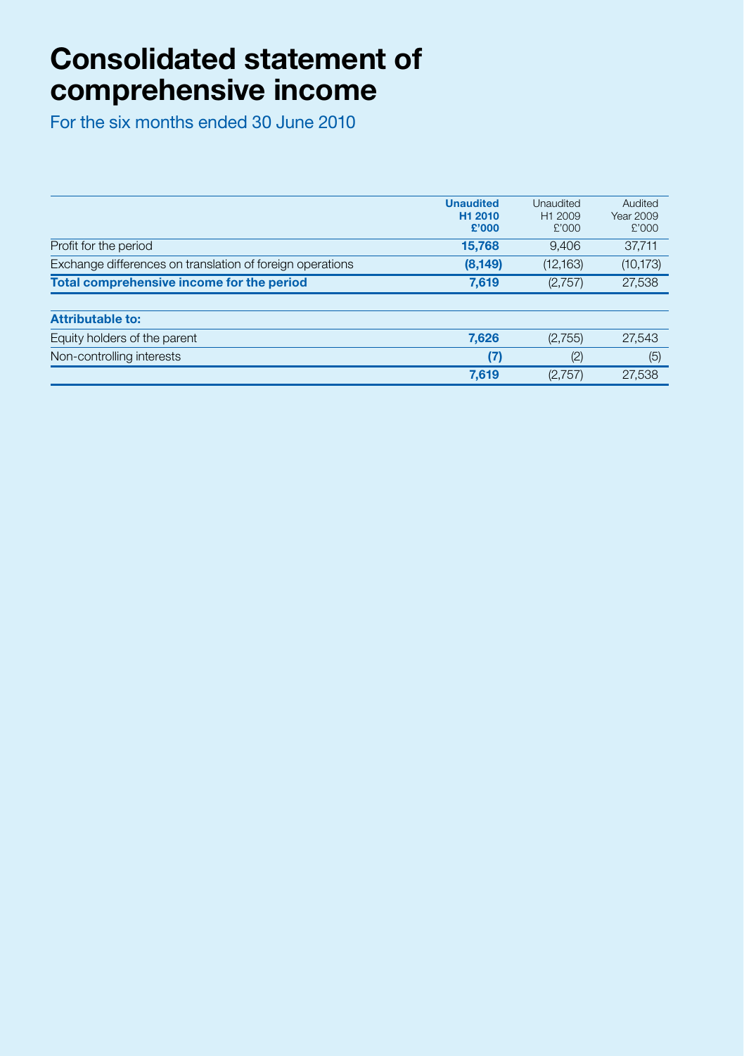# Consolidated statement of comprehensive income

For the six months ended 30 June 2010

| | **Unaudited H1 2010 £'000** | Unaudited H1 2009 £'000 | Audited Year 2009 £'000 |
|---|---|---|---|
| Profit for the period | **15,768** | 9,406 | 37,711 |
| Exchange differences on translation of foreign operations | **(8,149)** | (12,163) | (10,173) |
| **Total comprehensive income for the period** | **7,619** | (2,757) | 27,538 |
| **Attributable to:** | | | |
| Equity holders of the parent | **7,626** | (2,755) | 27,543 |
| Non-controlling interests | **(7)** | (2) | (5) |
| | **7,619** | (2,757) | 27,538 |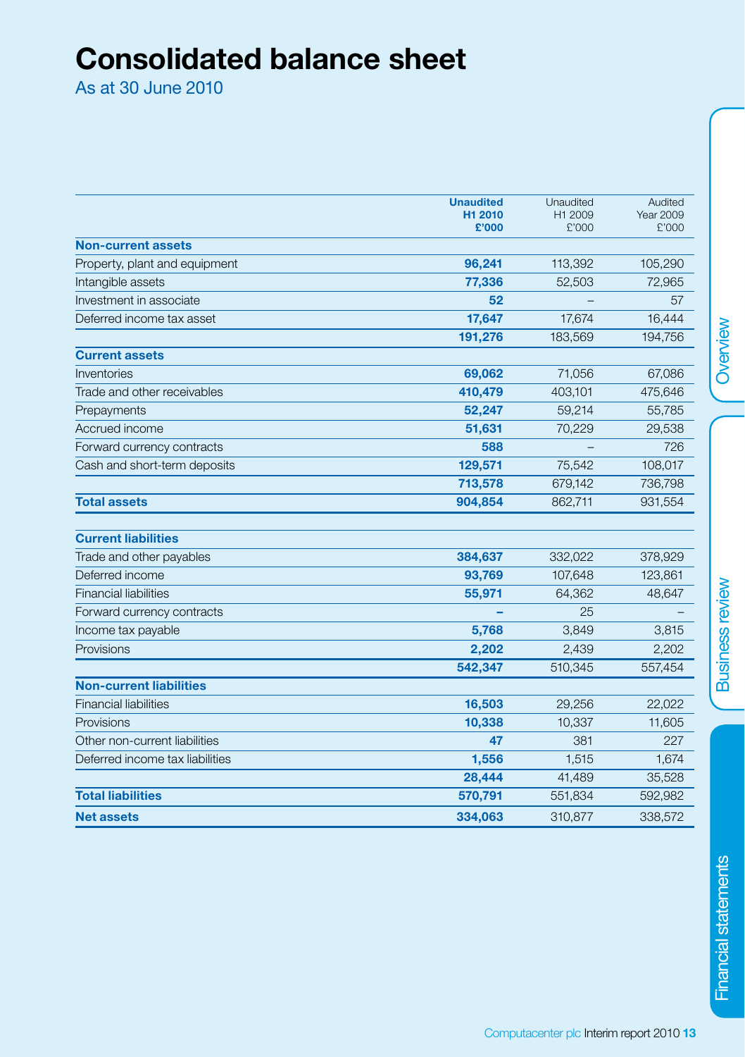# Consolidated balance sheet

As at 30 June 2010

| | **Unaudited H1 2010 £'000** | Unaudited H1 2009 £'000 | Audited Year 2009 £'000 |
|---|---|---|---|
| **Non-current assets** | | | |
| Property, plant and equipment | **96,241** | 113,392 | 105,290 |
| Intangible assets | **77,336** | 52,503 | 72,965 |
| Investment in associate | **52** | – | 57 |
| Deferred income tax asset | **17,647** | 17,674 | 16,444 |
| | **191,276** | 183,569 | 194,756 |
| **Current assets** | | | |
| Inventories | **69,062** | 71,056 | 67,086 |
| Trade and other receivables | **410,479** | 403,101 | 475,646 |
| Prepayments | **52,247** | 59,214 | 55,785 |
| Accrued income | **51,631** | 70,229 | 29,538 |
| Forward currency contracts | **588** | – | 726 |
| Cash and short-term deposits | **129,571** | 75,542 | 108,017 |
| | **713,578** | 679,142 | 736,798 |
| **Total assets** | **904,854** | 862,711 | 931,554 |
| **Current liabilities** | | | |
| Trade and other payables | **384,637** | 332,022 | 378,929 |
| Deferred income | **93,769** | 107,648 | 123,861 |
| Financial liabilities | **55,971** | 64,362 | 48,647 |
| Forward currency contracts | **–** | 25 | – |
| Income tax payable | **5,768** | 3,849 | 3,815 |
| Provisions | **2,202** | 2,439 | 2,202 |
| | **542,347** | 510,345 | 557,454 |
| **Non-current liabilities** | | | |
| Financial liabilities | **16,503** | 29,256 | 22,022 |
| Provisions | **10,338** | 10,337 | 11,605 |
| Other non-current liabilities | **47** | 381 | 227 |
| Deferred income tax liabilities | **1,556** | 1,515 | 1,674 |
| | **28,444** | 41,489 | 35,528 |
| **Total liabilities** | **570,791** | 551,834 | 592,982 |
| **Net assets** | **334,063** | 310,877 | 338,572 |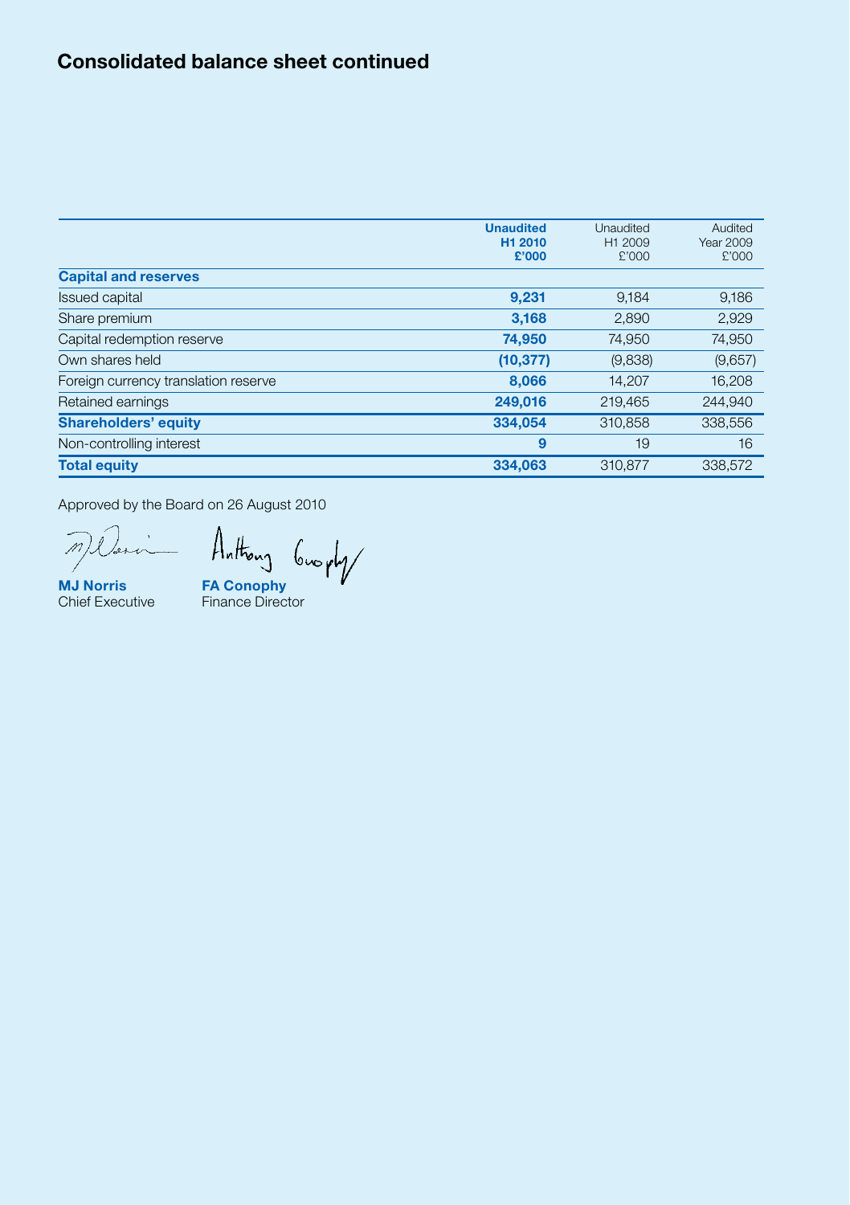## Consolidated balance sheet continued

| | Unaudited H1 2010 £'000 | Unaudited H1 2009 £'000 | Audited Year 2009 £'000 |
|---|---|---|---|
| **Capital and reserves** | | | |
| Issued capital | **9,231** | 9,184 | 9,186 |
| Share premium | **3,168** | 2,890 | 2,929 |
| Capital redemption reserve | **74,950** | 74,950 | 74,950 |
| Own shares held | **(10,377)** | (9,838) | (9,657) |
| Foreign currency translation reserve | **8,066** | 14,207 | 16,208 |
| Retained earnings | **249,016** | 219,465 | 244,940 |
| **Shareholders' equity** | **334,054** | 310,858 | 338,556 |
| Non-controlling interest | **9** | 19 | 16 |
| **Total equity** | **334,063** | 310,877 | 338,572 |

Approved by the Board on 26 August 2010

**MJ Norris**
Chief Executive

**FA Conophy**
Finance Director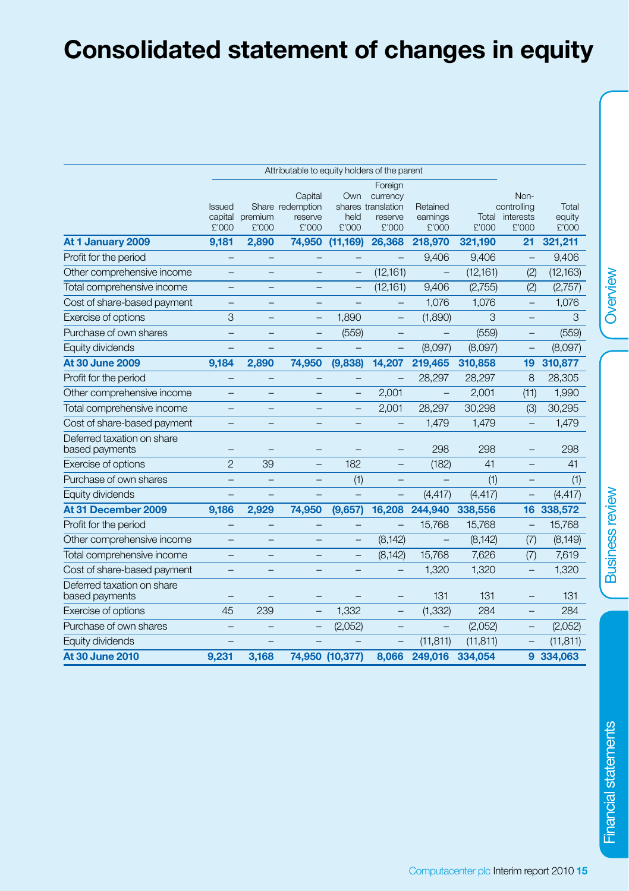# Consolidated statement of changes in equity

| | Attributable to equity holders of the parent | | | | | | | | |
|---|---|---|---|---|---|---|---|---|---|
| | Issued capital £'000 | Share premium £'000 | Capital redemption reserve £'000 | Own shares held £'000 | Foreign currency translation reserve £'000 | Retained earnings £'000 | Total £'000 | Non-controlling interests £'000 | Total equity £'000 |
| **At 1 January 2009** | **9,181** | **2,890** | **74,950** | **(11,169)** | **26,368** | **218,970** | **321,190** | **21** | **321,211** |
| Profit for the period | – | – | – | – | – | 9,406 | 9,406 | – | 9,406 |
| Other comprehensive income | – | – | – | – | (12,161) | – | (12,161) | (2) | (12,163) |
| Total comprehensive income | – | – | – | – | (12,161) | 9,406 | (2,755) | (2) | (2,757) |
| Cost of share-based payment | – | – | – | – | – | 1,076 | 1,076 | – | 1,076 |
| Exercise of options | 3 | – | – | 1,890 | – | (1,890) | 3 | – | 3 |
| Purchase of own shares | – | – | – | (559) | – | – | (559) | – | (559) |
| Equity dividends | – | – | – | – | – | (8,097) | (8,097) | – | (8,097) |
| **At 30 June 2009** | **9,184** | **2,890** | **74,950** | **(9,838)** | **14,207** | **219,465** | **310,858** | **19** | **310,877** |
| Profit for the period | – | – | – | – | – | 28,297 | 28,297 | 8 | 28,305 |
| Other comprehensive income | – | – | – | – | 2,001 | – | 2,001 | (11) | 1,990 |
| Total comprehensive income | – | – | – | – | 2,001 | 28,297 | 30,298 | (3) | 30,295 |
| Cost of share-based payment | – | – | – | – | – | 1,479 | 1,479 | – | 1,479 |
| Deferred taxation on share based payments | – | – | – | – | – | 298 | 298 | – | 298 |
| Exercise of options | 2 | 39 | – | 182 | – | (182) | 41 | – | 41 |
| Purchase of own shares | – | – | – | (1) | – | – | (1) | – | (1) |
| Equity dividends | – | – | – | – | – | (4,417) | (4,417) | – | (4,417) |
| **At 31 December 2009** | **9,186** | **2,929** | **74,950** | **(9,657)** | **16,208** | **244,940** | **338,556** | **16** | **338,572** |
| Profit for the period | – | – | – | – | – | 15,768 | 15,768 | – | 15,768 |
| Other comprehensive income | – | – | – | – | (8,142) | – | (8,142) | (7) | (8,149) |
| Total comprehensive income | – | – | – | – | (8,142) | 15,768 | 7,626 | (7) | 7,619 |
| Cost of share-based payment | – | – | – | – | – | 1,320 | 1,320 | – | 1,320 |
| Deferred taxation on share based payments | – | – | – | – | – | 131 | 131 | – | 131 |
| Exercise of options | 45 | 239 | – | 1,332 | – | (1,332) | 284 | – | 284 |
| Purchase of own shares | – | – | – | (2,052) | – | – | (2,052) | – | (2,052) |
| Equity dividends | – | – | – | – | – | (11,811) | (11,811) | – | (11,811) |
| **At 30 June 2010** | **9,231** | **3,168** | **74,950** | **(10,377)** | **8,066** | **249,016** | **334,054** | **9** | **334,063** |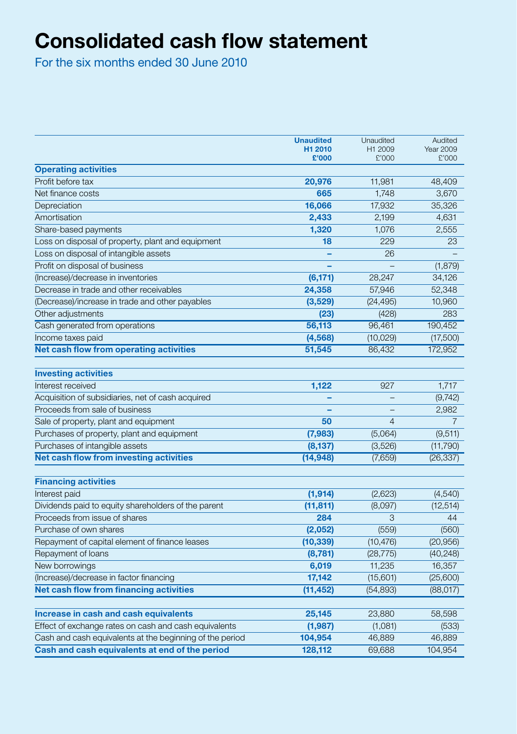# Consolidated cash flow statement

For the six months ended 30 June 2010

| | **Unaudited H1 2010 £'000** | Unaudited H1 2009 £'000 | Audited Year 2009 £'000 |
|---|---|---|---|
| **Operating activities** | | | |
| Profit before tax | **20,976** | 11,981 | 48,409 |
| Net finance costs | **665** | 1,748 | 3,670 |
| Depreciation | **16,066** | 17,932 | 35,326 |
| Amortisation | **2,433** | 2,199 | 4,631 |
| Share-based payments | **1,320** | 1,076 | 2,555 |
| Loss on disposal of property, plant and equipment | **18** | 229 | 23 |
| Loss on disposal of intangible assets | **–** | 26 | – |
| Profit on disposal of business | **–** | – | (1,879) |
| (Increase)/decrease in inventories | **(6,171)** | 28,247 | 34,126 |
| Decrease in trade and other receivables | **24,358** | 57,946 | 52,348 |
| (Decrease)/increase in trade and other payables | **(3,529)** | (24,495) | 10,960 |
| Other adjustments | **(23)** | (428) | 283 |
| Cash generated from operations | **56,113** | 96,461 | 190,452 |
| Income taxes paid | **(4,568)** | (10,029) | (17,500) |
| **Net cash flow from operating activities** | **51,545** | 86,432 | 172,952 |
| **Investing activities** | | | |
| Interest received | **1,122** | 927 | 1,717 |
| Acquisition of subsidiaries, net of cash acquired | **–** | – | (9,742) |
| Proceeds from sale of business | **–** | – | 2,982 |
| Sale of property, plant and equipment | **50** | 4 | 7 |
| Purchases of property, plant and equipment | **(7,983)** | (5,064) | (9,511) |
| Purchases of intangible assets | **(8,137)** | (3,526) | (11,790) |
| **Net cash flow from investing activities** | **(14,948)** | (7,659) | (26,337) |
| **Financing activities** | | | |
| Interest paid | **(1,914)** | (2,623) | (4,540) |
| Dividends paid to equity shareholders of the parent | **(11,811)** | (8,097) | (12,514) |
| Proceeds from issue of shares | **284** | 3 | 44 |
| Purchase of own shares | **(2,052)** | (559) | (560) |
| Repayment of capital element of finance leases | **(10,339)** | (10,476) | (20,956) |
| Repayment of loans | **(8,781)** | (28,775) | (40,248) |
| New borrowings | **6,019** | 11,235 | 16,357 |
| (Increase)/decrease in factor financing | **17,142** | (15,601) | (25,600) |
| **Net cash flow from financing activities** | **(11,452)** | (54,893) | (88,017) |
| **Increase in cash and cash equivalents** | **25,145** | 23,880 | 58,598 |
| Effect of exchange rates on cash and cash equivalents | **(1,987)** | (1,081) | (533) |
| Cash and cash equivalents at the beginning of the period | **104,954** | 46,889 | 46,889 |
| **Cash and cash equivalents at end of the period** | **128,112** | 69,688 | 104,954 |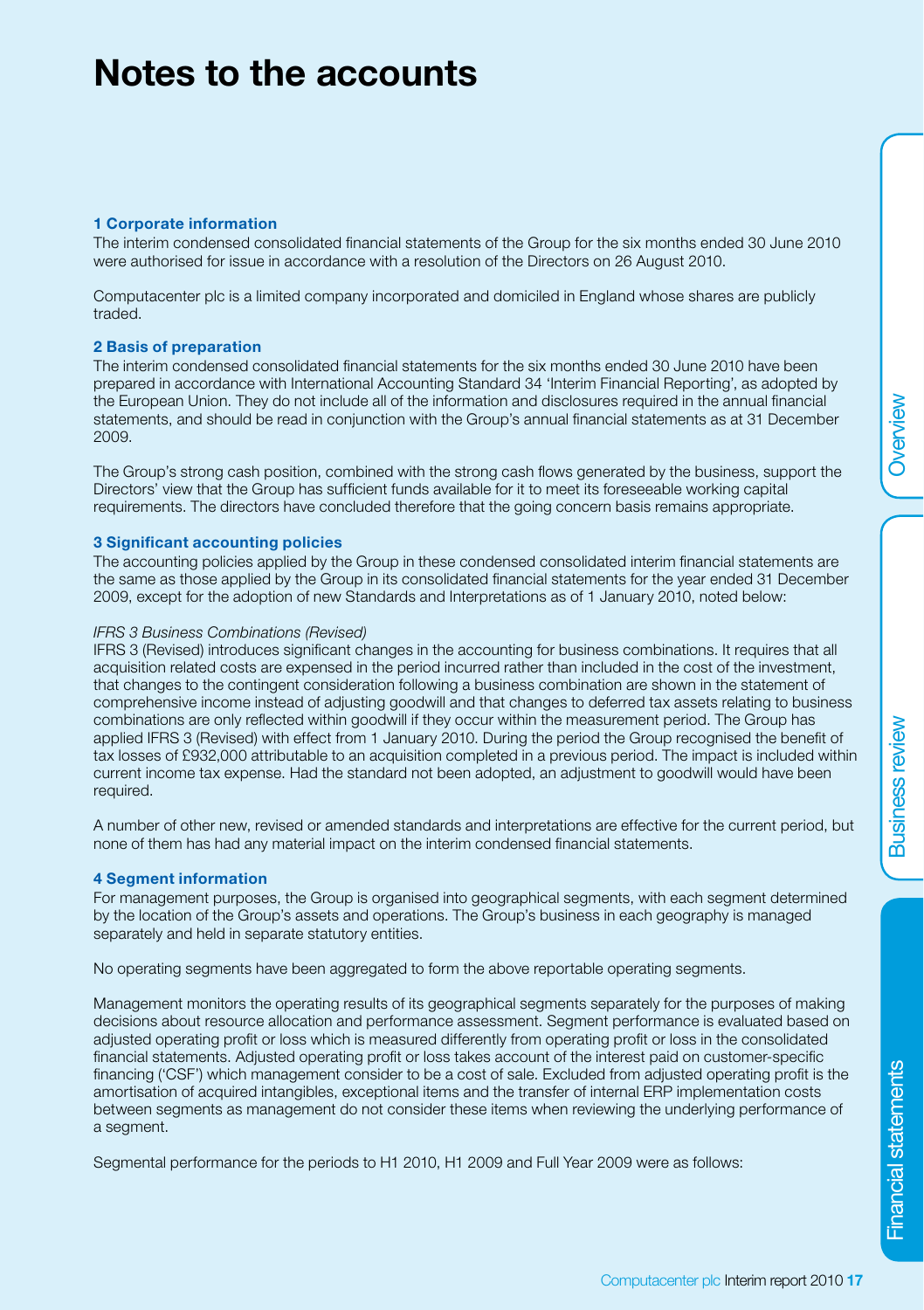# Notes to the accounts

### 1 Corporate information

The interim condensed consolidated financial statements of the Group for the six months ended 30 June 2010 were authorised for issue in accordance with a resolution of the Directors on 26 August 2010.

Computacenter plc is a limited company incorporated and domiciled in England whose shares are publicly traded.

### 2 Basis of preparation

The interim condensed consolidated financial statements for the six months ended 30 June 2010 have been prepared in accordance with International Accounting Standard 34 'Interim Financial Reporting', as adopted by the European Union. They do not include all of the information and disclosures required in the annual financial statements, and should be read in conjunction with the Group's annual financial statements as at 31 December 2009.

The Group's strong cash position, combined with the strong cash flows generated by the business, support the Directors' view that the Group has sufficient funds available for it to meet its foreseeable working capital requirements. The directors have concluded therefore that the going concern basis remains appropriate.

### 3 Significant accounting policies

The accounting policies applied by the Group in these condensed consolidated interim financial statements are the same as those applied by the Group in its consolidated financial statements for the year ended 31 December 2009, except for the adoption of new Standards and Interpretations as of 1 January 2010, noted below:

*IFRS 3 Business Combinations (Revised)*

IFRS 3 (Revised) introduces significant changes in the accounting for business combinations. It requires that all acquisition related costs are expensed in the period incurred rather than included in the cost of the investment, that changes to the contingent consideration following a business combination are shown in the statement of comprehensive income instead of adjusting goodwill and that changes to deferred tax assets relating to business combinations are only reflected within goodwill if they occur within the measurement period. The Group has applied IFRS 3 (Revised) with effect from 1 January 2010. During the period the Group recognised the benefit of tax losses of £932,000 attributable to an acquisition completed in a previous period. The impact is included within current income tax expense. Had the standard not been adopted, an adjustment to goodwill would have been required.

A number of other new, revised or amended standards and interpretations are effective for the current period, but none of them has had any material impact on the interim condensed financial statements.

### 4 Segment information

For management purposes, the Group is organised into geographical segments, with each segment determined by the location of the Group's assets and operations. The Group's business in each geography is managed separately and held in separate statutory entities.

No operating segments have been aggregated to form the above reportable operating segments.

Management monitors the operating results of its geographical segments separately for the purposes of making decisions about resource allocation and performance assessment. Segment performance is evaluated based on adjusted operating profit or loss which is measured differently from operating profit or loss in the consolidated financial statements. Adjusted operating profit or loss takes account of the interest paid on customer-specific financing ('CSF') which management consider to be a cost of sale. Excluded from adjusted operating profit is the amortisation of acquired intangibles, exceptional items and the transfer of internal ERP implementation costs between segments as management do not consider these items when reviewing the underlying performance of a segment.

Segmental performance for the periods to H1 2010, H1 2009 and Full Year 2009 were as follows: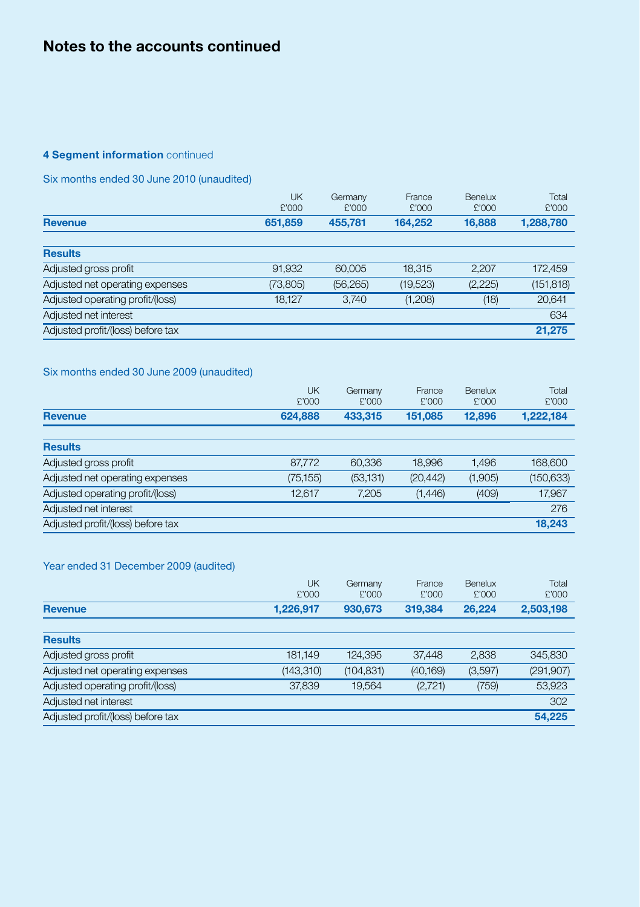## Notes to the accounts continued

### 4 Segment information continued

Six months ended 30 June 2010 (unaudited)

| | UK £'000 | Germany £'000 | France £'000 | Benelux £'000 | Total £'000 |
|---|---|---|---|---|---|
| **Revenue** | **651,859** | **455,781** | **164,252** | **16,888** | **1,288,780** |
| **Results** | | | | | |
| Adjusted gross profit | 91,932 | 60,005 | 18,315 | 2,207 | 172,459 |
| Adjusted net operating expenses | (73,805) | (56,265) | (19,523) | (2,225) | (151,818) |
| Adjusted operating profit/(loss) | 18,127 | 3,740 | (1,208) | (18) | 20,641 |
| Adjusted net interest | | | | | 634 |
| Adjusted profit/(loss) before tax | | | | | **21,275** |

Six months ended 30 June 2009 (unaudited)

| | UK £'000 | Germany £'000 | France £'000 | Benelux £'000 | Total £'000 |
|---|---|---|---|---|---|
| **Revenue** | **624,888** | **433,315** | **151,085** | **12,896** | **1,222,184** |
| **Results** | | | | | |
| Adjusted gross profit | 87,772 | 60,336 | 18,996 | 1,496 | 168,600 |
| Adjusted net operating expenses | (75,155) | (53,131) | (20,442) | (1,905) | (150,633) |
| Adjusted operating profit/(loss) | 12,617 | 7,205 | (1,446) | (409) | 17,967 |
| Adjusted net interest | | | | | 276 |
| Adjusted profit/(loss) before tax | | | | | **18,243** |

Year ended 31 December 2009 (audited)

| | UK £'000 | Germany £'000 | France £'000 | Benelux £'000 | Total £'000 |
|---|---|---|---|---|---|
| **Revenue** | **1,226,917** | **930,673** | **319,384** | **26,224** | **2,503,198** |
| **Results** | | | | | |
| Adjusted gross profit | 181,149 | 124,395 | 37,448 | 2,838 | 345,830 |
| Adjusted net operating expenses | (143,310) | (104,831) | (40,169) | (3,597) | (291,907) |
| Adjusted operating profit/(loss) | 37,839 | 19,564 | (2,721) | (759) | 53,923 |
| Adjusted net interest | | | | | 302 |
| Adjusted profit/(loss) before tax | | | | | **54,225** |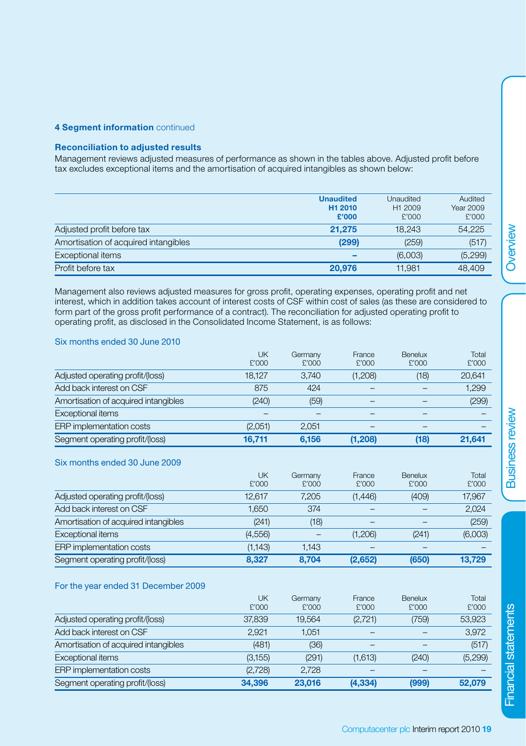### 4 Segment information continued

#### Reconciliation to adjusted results

Management reviews adjusted measures of performance as shown in the tables above. Adjusted profit before tax excludes exceptional items and the amortisation of acquired intangibles as shown below:

| | **Unaudited H1 2010 £'000** | Unaudited H1 2009 £'000 | Audited Year 2009 £'000 |
|---|---|---|---|
| Adjusted profit before tax | **21,275** | 18,243 | 54,225 |
| Amortisation of acquired intangibles | **(299)** | (259) | (517) |
| Exceptional items | **–** | (6,003) | (5,299) |
| Profit before tax | **20,976** | 11,981 | 48,409 |

Management also reviews adjusted measures for gross profit, operating expenses, operating profit and net interest, which in addition takes account of interest costs of CSF within cost of sales (as these are considered to form part of the gross profit performance of a contract). The reconciliation for adjusted operating profit to operating profit, as disclosed in the Consolidated Income Statement, is as follows:

Six months ended 30 June 2010

| | UK £'000 | Germany £'000 | France £'000 | Benelux £'000 | Total £'000 |
|---|---|---|---|---|---|
| Adjusted operating profit/(loss) | 18,127 | 3,740 | (1,208) | (18) | 20,641 |
| Add back interest on CSF | 875 | 424 | – | – | 1,299 |
| Amortisation of acquired intangibles | (240) | (59) | – | – | (299) |
| Exceptional items | – | – | – | – | – |
| ERP implementation costs | (2,051) | 2,051 | – | – | – |
| **Segment operating profit/(loss)** | **16,711** | **6,156** | **(1,208)** | **(18)** | **21,641** |

Six months ended 30 June 2009

| | UK £'000 | Germany £'000 | France £'000 | Benelux £'000 | Total £'000 |
|---|---|---|---|---|---|
| Adjusted operating profit/(loss) | 12,617 | 7,205 | (1,446) | (409) | 17,967 |
| Add back interest on CSF | 1,650 | 374 | – | – | 2,024 |
| Amortisation of acquired intangibles | (241) | (18) | – | – | (259) |
| Exceptional items | (4,556) | – | (1,206) | (241) | (6,003) |
| ERP implementation costs | (1,143) | 1,143 | – | – | – |
| **Segment operating profit/(loss)** | **8,327** | **8,704** | **(2,652)** | **(650)** | **13,729** |

For the year ended 31 December 2009

| | UK £'000 | Germany £'000 | France £'000 | Benelux £'000 | Total £'000 |
|---|---|---|---|---|---|
| Adjusted operating profit/(loss) | 37,839 | 19,564 | (2,721) | (759) | 53,923 |
| Add back interest on CSF | 2,921 | 1,051 | – | – | 3,972 |
| Amortisation of acquired intangibles | (481) | (36) | – | – | (517) |
| Exceptional items | (3,155) | (291) | (1,613) | (240) | (5,299) |
| ERP implementation costs | (2,728) | 2,728 | – | – | – |
| **Segment operating profit/(loss)** | **34,396** | **23,016** | **(4,334)** | **(999)** | **52,079** |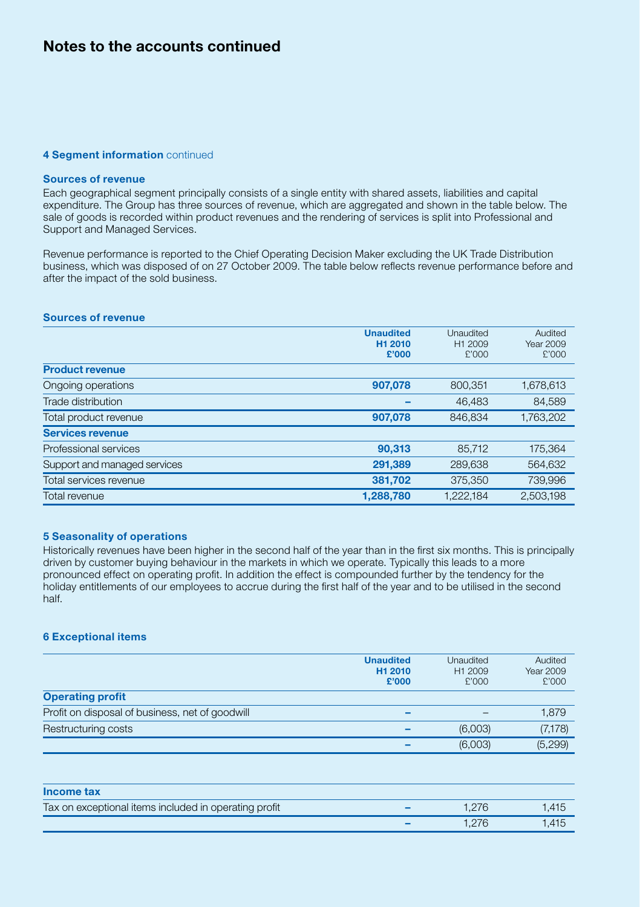# Notes to the accounts continued

### 4 Segment information continued

#### Sources of revenue

Each geographical segment principally consists of a single entity with shared assets, liabilities and capital expenditure. The Group has three sources of revenue, which are aggregated and shown in the table below. The sale of goods is recorded within product revenues and the rendering of services is split into Professional and Support and Managed Services.

Revenue performance is reported to the Chief Operating Decision Maker excluding the UK Trade Distribution business, which was disposed of on 27 October 2009. The table below reflects revenue performance before and after the impact of the sold business.

#### Sources of revenue

| | Unaudited H1 2010 £'000 | Unaudited H1 2009 £'000 | Audited Year 2009 £'000 |
|---|---|---|---|
| **Product revenue** | | | |
| Ongoing operations | **907,078** | 800,351 | 1,678,613 |
| Trade distribution | **–** | 46,483 | 84,589 |
| Total product revenue | **907,078** | 846,834 | 1,763,202 |
| **Services revenue** | | | |
| Professional services | **90,313** | 85,712 | 175,364 |
| Support and managed services | **291,389** | 289,638 | 564,632 |
| Total services revenue | **381,702** | 375,350 | 739,996 |
| Total revenue | **1,288,780** | 1,222,184 | 2,503,198 |

### 5 Seasonality of operations

Historically revenues have been higher in the second half of the year than in the first six months. This is principally driven by customer buying behaviour in the markets in which we operate. Typically this leads to a more pronounced effect on operating profit. In addition the effect is compounded further by the tendency for the holiday entitlements of our employees to accrue during the first half of the year and to be utilised in the second half.

### 6 Exceptional items

| | Unaudited H1 2010 £'000 | Unaudited H1 2009 £'000 | Audited Year 2009 £'000 |
|---|---|---|---|
| **Operating profit** | | | |
| Profit on disposal of business, net of goodwill | **–** | – | 1,879 |
| Restructuring costs | **–** | (6,003) | (7,178) |
| | **–** | (6,003) | (5,299) |

| | | | |
|---|---|---|---|
| **Income tax** | | | |
| Tax on exceptional items included in operating profit | **–** | 1,276 | 1,415 |
| | **–** | 1,276 | 1,415 |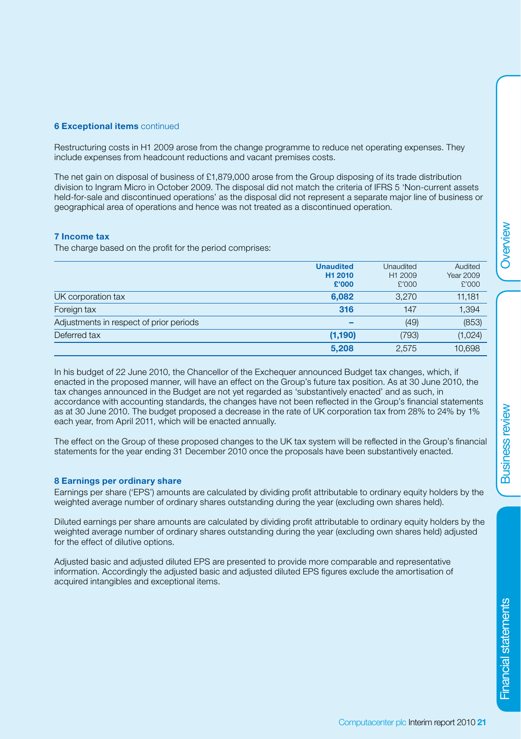### 6 Exceptional items continued

Restructuring costs in H1 2009 arose from the change programme to reduce net operating expenses. They include expenses from headcount reductions and vacant premises costs.

The net gain on disposal of business of £1,879,000 arose from the Group disposing of its trade distribution division to Ingram Micro in October 2009. The disposal did not match the criteria of IFRS 5 'Non-current assets held-for-sale and discontinued operations' as the disposal did not represent a separate major line of business or geographical area of operations and hence was not treated as a discontinued operation.

### 7 Income tax

The charge based on the profit for the period comprises:

| | **Unaudited H1 2010 £'000** | Unaudited H1 2009 £'000 | Audited Year 2009 £'000 |
|---|---|---|---|
| UK corporation tax | **6,082** | 3,270 | 11,181 |
| Foreign tax | **316** | 147 | 1,394 |
| Adjustments in respect of prior periods | **–** | (49) | (853) |
| Deferred tax | **(1,190)** | (793) | (1,024) |
| | **5,208** | 2,575 | 10,698 |

In his budget of 22 June 2010, the Chancellor of the Exchequer announced Budget tax changes, which, if enacted in the proposed manner, will have an effect on the Group's future tax position. As at 30 June 2010, the tax changes announced in the Budget are not yet regarded as 'substantively enacted' and as such, in accordance with accounting standards, the changes have not been reflected in the Group's financial statements as at 30 June 2010. The budget proposed a decrease in the rate of UK corporation tax from 28% to 24% by 1% each year, from April 2011, which will be enacted annually.

The effect on the Group of these proposed changes to the UK tax system will be reflected in the Group's financial statements for the year ending 31 December 2010 once the proposals have been substantively enacted.

### 8 Earnings per ordinary share

Earnings per share ('EPS') amounts are calculated by dividing profit attributable to ordinary equity holders by the weighted average number of ordinary shares outstanding during the year (excluding own shares held).

Diluted earnings per share amounts are calculated by dividing profit attributable to ordinary equity holders by the weighted average number of ordinary shares outstanding during the year (excluding own shares held) adjusted for the effect of dilutive options.

Adjusted basic and adjusted diluted EPS are presented to provide more comparable and representative information. Accordingly the adjusted basic and adjusted diluted EPS figures exclude the amortisation of acquired intangibles and exceptional items.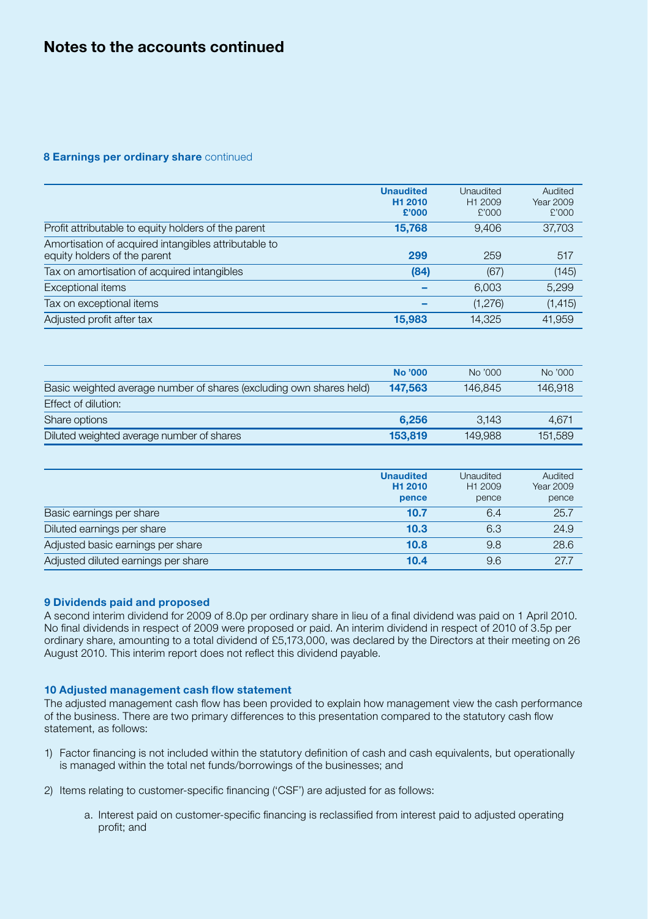# Notes to the accounts continued

### 8 Earnings per ordinary share continued

| | Unaudited H1 2010 £'000 | Unaudited H1 2009 £'000 | Audited Year 2009 £'000 |
|---|---|---|---|
| Profit attributable to equity holders of the parent | **15,768** | 9,406 | 37,703 |
| Amortisation of acquired intangibles attributable to equity holders of the parent | **299** | 259 | 517 |
| Tax on amortisation of acquired intangibles | **(84)** | (67) | (145) |
| Exceptional items | **–** | 6,003 | 5,299 |
| Tax on exceptional items | **–** | (1,276) | (1,415) |
| Adjusted profit after tax | **15,983** | 14,325 | 41,959 |

| | No '000 | No '000 | No '000 |
|---|---|---|---|
| Basic weighted average number of shares (excluding own shares held) | **147,563** | 146,845 | 146,918 |
| Effect of dilution: | | | |
| Share options | **6,256** | 3,143 | 4,671 |
| Diluted weighted average number of shares | **153,819** | 149,988 | 151,589 |

| | Unaudited H1 2010 pence | Unaudited H1 2009 pence | Audited Year 2009 pence |
|---|---|---|---|
| Basic earnings per share | **10.7** | 6.4 | 25.7 |
| Diluted earnings per share | **10.3** | 6.3 | 24.9 |
| Adjusted basic earnings per share | **10.8** | 9.8 | 28.6 |
| Adjusted diluted earnings per share | **10.4** | 9.6 | 27.7 |

### 9 Dividends paid and proposed

A second interim dividend for 2009 of 8.0p per ordinary share in lieu of a final dividend was paid on 1 April 2010. No final dividends in respect of 2009 were proposed or paid. An interim dividend in respect of 2010 of 3.5p per ordinary share, amounting to a total dividend of £5,173,000, was declared by the Directors at their meeting on 26 August 2010. This interim report does not reflect this dividend payable.

### 10 Adjusted management cash flow statement

The adjusted management cash flow has been provided to explain how management view the cash performance of the business. There are two primary differences to this presentation compared to the statutory cash flow statement, as follows:

1) Factor financing is not included within the statutory definition of cash and cash equivalents, but operationally is managed within the total net funds/borrowings of the businesses; and

2) Items relating to customer-specific financing ('CSF') are adjusted for as follows:

   a. Interest paid on customer-specific financing is reclassified from interest paid to adjusted operating profit; and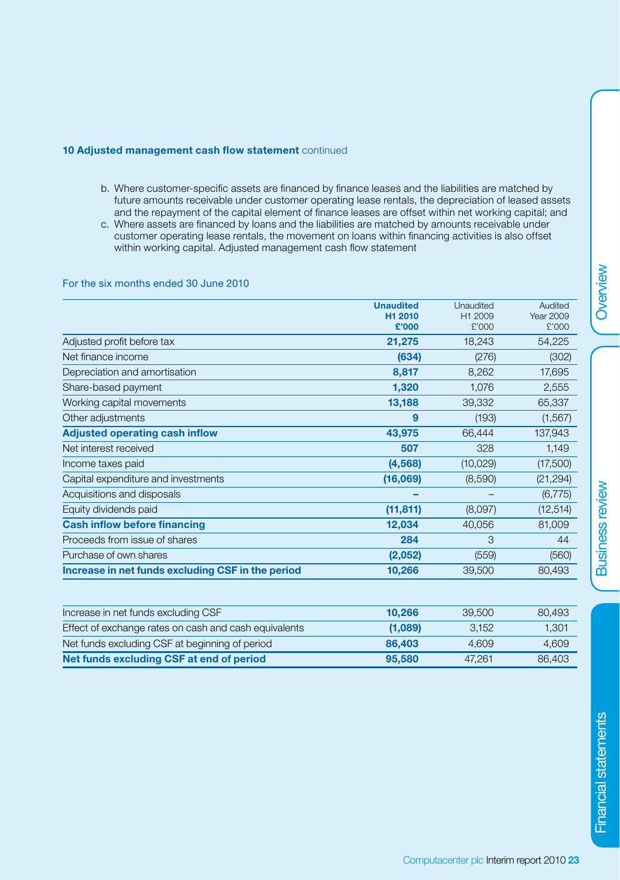### 10 Adjusted management cash flow statement continued

b. Where customer-specific assets are financed by finance leases and the liabilities are matched by future amounts receivable under customer operating lease rentals, the depreciation of leased assets and the repayment of the capital element of finance leases are offset within net working capital; and

c. Where assets are financed by loans and the liabilities are matched by amounts receivable under customer operating lease rentals, the movement on loans within financing activities is also offset within working capital. Adjusted management cash flow statement

For the six months ended 30 June 2010

| | **Unaudited H1 2010 £'000** | Unaudited H1 2009 £'000 | Audited Year 2009 £'000 |
|---|---|---|---|
| Adjusted profit before tax | **21,275** | 18,243 | 54,225 |
| Net finance income | **(634)** | (276) | (302) |
| Depreciation and amortisation | **8,817** | 8,262 | 17,695 |
| Share-based payment | **1,320** | 1,076 | 2,555 |
| Working capital movements | **13,188** | 39,332 | 65,337 |
| Other adjustments | **9** | (193) | (1,567) |
| **Adjusted operating cash inflow** | **43,975** | 66,444 | 137,943 |
| Net interest received | **507** | 328 | 1,149 |
| Income taxes paid | **(4,568)** | (10,029) | (17,500) |
| Capital expenditure and investments | **(16,069)** | (8,590) | (21,294) |
| Acquisitions and disposals | **–** | – | (6,775) |
| Equity dividends paid | **(11,811)** | (8,097) | (12,514) |
| **Cash inflow before financing** | **12,034** | 40,056 | 81,009 |
| Proceeds from issue of shares | **284** | 3 | 44 |
| Purchase of own shares | **(2,052)** | (559) | (560) |
| **Increase in net funds excluding CSF in the period** | **10,266** | 39,500 | 80,493 |

| | | | |
|---|---|---|---|
| Increase in net funds excluding CSF | **10,266** | 39,500 | 80,493 |
| Effect of exchange rates on cash and cash equivalents | **(1,089)** | 3,152 | 1,301 |
| Net funds excluding CSF at beginning of period | **86,403** | 4,609 | 4,609 |
| **Net funds excluding CSF at end of period** | **95,580** | 47,261 | 86,403 |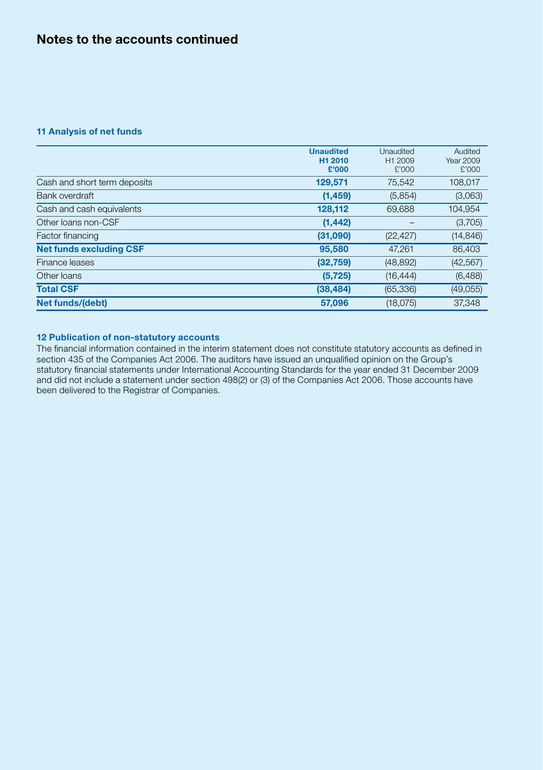# Notes to the accounts continued

## 11 Analysis of net funds

| | Unaudited H1 2010 £'000 | Unaudited H1 2009 £'000 | Audited Year 2009 £'000 |
|---|---|---|---|
| Cash and short term deposits | **129,571** | 75,542 | 108,017 |
| Bank overdraft | **(1,459)** | (5,854) | (3,063) |
| Cash and cash equivalents | **128,112** | 69,688 | 104,954 |
| Other loans non-CSF | **(1,442)** | – | (3,705) |
| Factor financing | **(31,090)** | (22,427) | (14,846) |
| **Net funds excluding CSF** | **95,580** | 47,261 | 86,403 |
| Finance leases | **(32,759)** | (48,892) | (42,567) |
| Other loans | **(5,725)** | (16,444) | (6,488) |
| **Total CSF** | **(38,484)** | (65,336) | (49,055) |
| **Net funds/(debt)** | **57,096** | (18,075) | 37,348 |

## 12 Publication of non-statutory accounts

The financial information contained in the interim statement does not constitute statutory accounts as defined in section 435 of the Companies Act 2006. The auditors have issued an unqualified opinion on the Group's statutory financial statements under International Accounting Standards for the year ended 31 December 2009 and did not include a statement under section 498(2) or (3) of the Companies Act 2006. Those accounts have been delivered to the Registrar of Companies.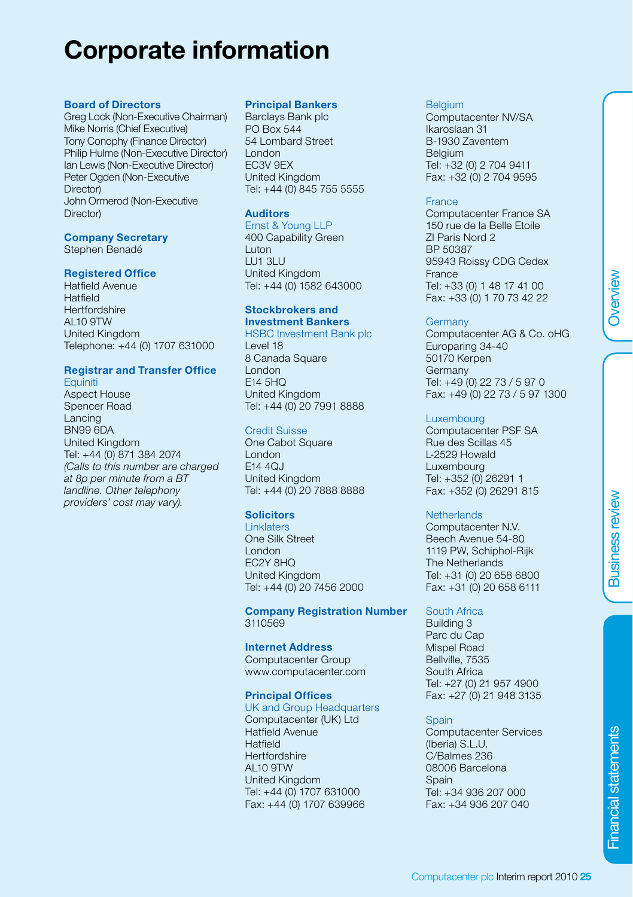# Corporate information

### Board of Directors

Greg Lock (Non-Executive Chairman)
Mike Norris (Chief Executive)
Tony Conophy (Finance Director)
Philip Hulme (Non-Executive Director)
Ian Lewis (Non-Executive Director)
Peter Ogden (Non-Executive Director)
John Ormerod (Non-Executive Director)

### Company Secretary

Stephen Benadé

### Registered Office

Hatfield Avenue
Hatfield
Hertfordshire
AL10 9TW
United Kingdom
Telephone: +44 (0) 1707 631000

### Registrar and Transfer Office

Equiniti
Aspect House
Spencer Road
Lancing
BN99 6DA
United Kingdom
Tel: +44 (0) 871 384 2074
*(Calls to this number are charged at 8p per minute from a BT landline. Other telephony providers' cost may vary).*

### Principal Bankers

Barclays Bank plc
PO Box 544
54 Lombard Street
London
EC3V 9EX
United Kingdom
Tel: +44 (0) 845 755 5555

### Auditors

Ernst & Young LLP
400 Capability Green
Luton
LU1 3LU
United Kingdom
Tel: +44 (0) 1582 643000

### Stockbrokers and Investment Bankers

HSBC Investment Bank plc
Level 18
8 Canada Square
London
E14 5HQ
United Kingdom
Tel: +44 (0) 20 7991 8888

Credit Suisse
One Cabot Square
London
E14 4QJ
United Kingdom
Tel: +44 (0) 20 7888 8888

### Solicitors

Linklaters
One Silk Street
London
EC2Y 8HQ
United Kingdom
Tel: +44 (0) 20 7456 2000

### Company Registration Number

3110569

### Internet Address

Computacenter Group
www.computacenter.com

### Principal Offices

UK and Group Headquarters
Computacenter (UK) Ltd
Hatfield Avenue
Hatfield
Hertfordshire
AL10 9TW
United Kingdom
Tel: +44 (0) 1707 631000
Fax: +44 (0) 1707 639966

Belgium
Computacenter NV/SA
Ikaroslaan 31
B-1930 Zaventem
Belgium
Tel: +32 (0) 2 704 9411
Fax: +32 (0) 2 704 9595

France
Computacenter France SA
150 rue de la Belle Etoile
ZI Paris Nord 2
BP 50387
95943 Roissy CDG Cedex
France
Tel: +33 (0) 1 48 17 41 00
Fax: +33 (0) 1 70 73 42 22

Germany
Computacenter AG & Co. oHG
Europaring 34-40
50170 Kerpen
Germany
Tel: +49 (0) 22 73 / 5 97 0
Fax: +49 (0) 22 73 / 5 97 1300

Luxembourg
Computacenter PSF SA
Rue des Scillas 45
L-2529 Howald
Luxembourg
Tel: +352 (0) 26291 1
Fax: +352 (0) 26291 815

Netherlands
Computacenter N.V.
Beech Avenue 54-80
1119 PW, Schiphol-Rijk
The Netherlands
Tel: +31 (0) 20 658 6800
Fax: +31 (0) 20 658 6111

South Africa
Building 3
Parc du Cap
Mispel Road
Bellville, 7535
South Africa
Tel: +27 (0) 21 957 4900
Fax: +27 (0) 21 948 3135

Spain
Computacenter Services (Iberia) S.L.U.
C/Balmes 236
08006 Barcelona
Spain
Tel: +34 936 207 000
Fax: +34 936 207 040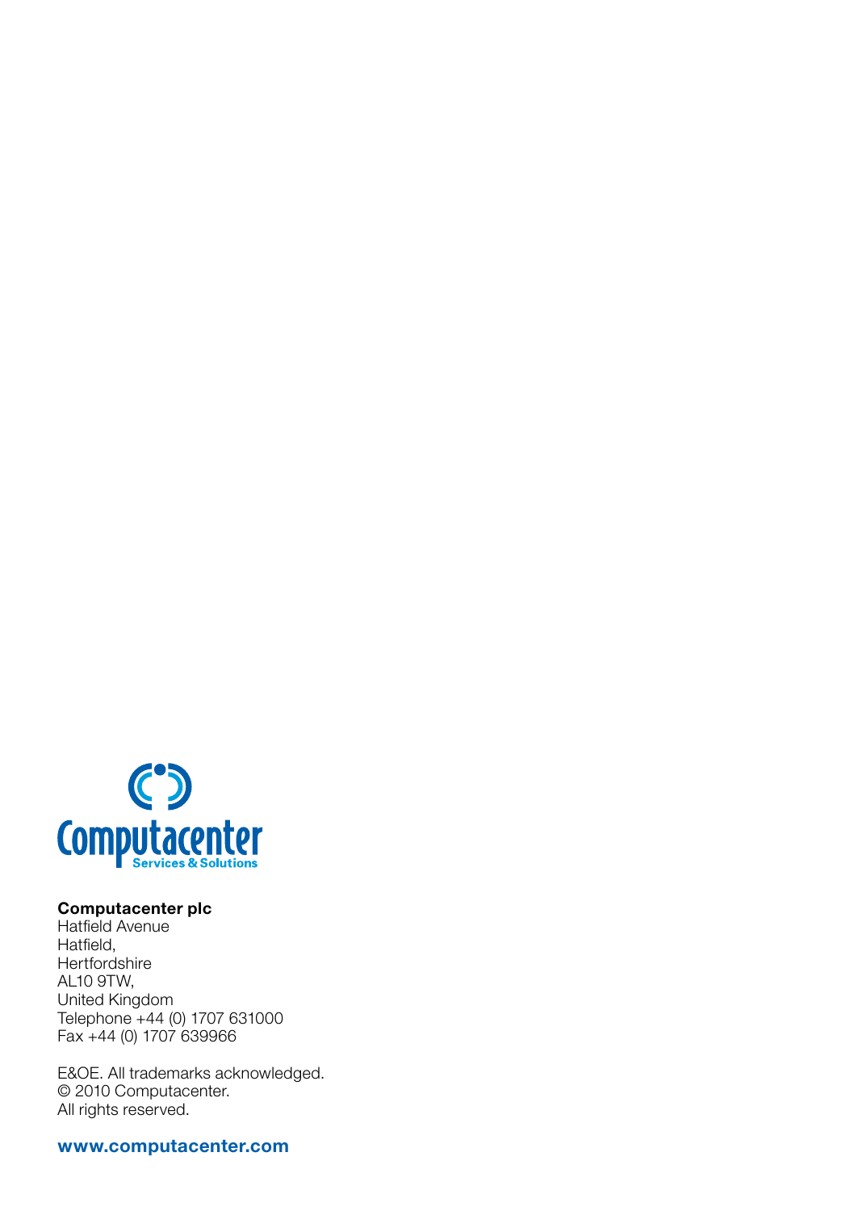Computacenter
Services & Solutions

**Computacenter plc**
Hatfield Avenue
Hatfield,
Hertfordshire
AL10 9TW,
United Kingdom
Telephone +44 (0) 1707 631000
Fax +44 (0) 1707 639966

E&OE. All trademarks acknowledged.
© 2010 Computacenter.
All rights reserved.

**www.computacenter.com**